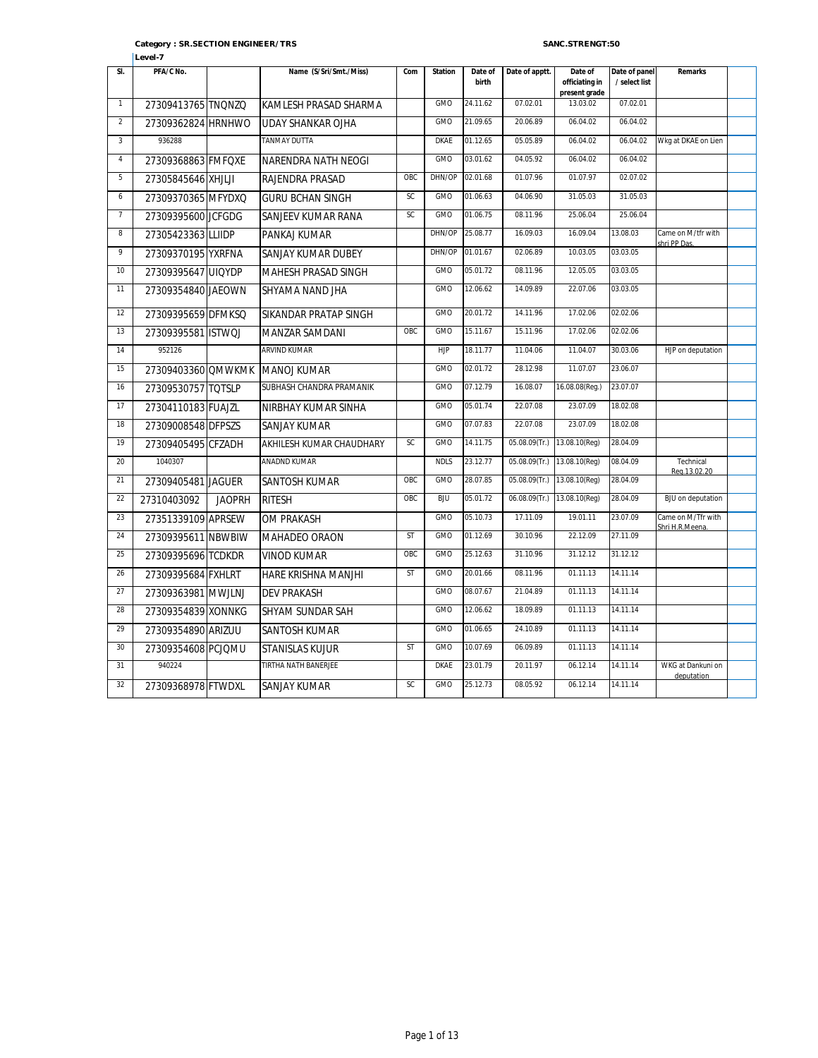**Category : SR.SECTION ENGINEER/TRS** **SANC.STRENGT:50**

**Level-7**

| Sl. | PFA/C No. | | Name (S/Sri/Smt./Miss) | Com | Station | Date of birth | Date of apptt. | Date of officiating in present grade | Date of panel / select list | Remarks |
|---|---|---|---|---|---|---|---|---|---|---|
| 1 | 27309413765 | TNQNZQ | KAMLESH PRASAD SHARMA | | GMO | 24.11.62 | 07.02.01 | 13.03.02 | 07.02.01 | |
| 2 | 27309362824 | HRNHWO | UDAY SHANKAR OJHA | | GMO | 21.09.65 | 20.06.89 | 06.04.02 | 06.04.02 | |
| 3 | 936288 | | TANMAY DUTTA | | DKAE | 01.12.65 | 05.05.89 | 06.04.02 | 06.04.02 | Wkg at DKAE on Lien |
| 4 | 27309368863 | FMFQXE | NARENDRA NATH NEOGI | | GMO | 03.01.62 | 04.05.92 | 06.04.02 | 06.04.02 | |
| 5 | 27305845646 | XHJLJI | RAJENDRA PRASAD | OBC | DHN/OP | 02.01.68 | 01.07.96 | 01.07.97 | 02.07.02 | |
| 6 | 27309370365 | MFYDXQ | GURU BCHAN SINGH | SC | GMO | 01.06.63 | 04.06.90 | 31.05.03 | 31.05.03 | |
| 7 | 27309395600 | JCFGDG | SANJEEV KUMAR RANA | SC | GMO | 01.06.75 | 08.11.96 | 25.06.04 | 25.06.04 | |
| 8 | 27305423363 | LLIIDP | PANKAJ KUMAR | | DHN/OP | 25.08.77 | 16.09.03 | 16.09.04 | 13.08.03 | Came on M/tfr with shri PP Das. |
| 9 | 27309370195 | YXRFNA | SANJAY KUMAR DUBEY | | DHN/OP | 01.01.67 | 02.06.89 | 10.03.05 | 03.03.05 | |
| 10 | 27309395647 | UIQYDP | MAHESH PRASAD SINGH | | GMO | 05.01.72 | 08.11.96 | 12.05.05 | 03.03.05 | |
| 11 | 27309354840 | JAEOWN | SHYAMA NAND JHA | | GMO | 12.06.62 | 14.09.89 | 22.07.06 | 03.03.05 | |
| 12 | 27309395659 | DFMKSQ | SIKANDAR PRATAP SINGH | | GMO | 20.01.72 | 14.11.96 | 17.02.06 | 02.02.06 | |
| 13 | 27309395581 | ISTWQJ | MANZAR SAMDANI | OBC | GMO | 15.11.67 | 15.11.96 | 17.02.06 | 02.02.06 | |
| 14 | 952126 | | ARVIND KUMAR | | HJP | 18.11.77 | 11.04.06 | 11.04.07 | 30.03.06 | HJP on deputation |
| 15 | 27309403360 | QMWKMK | MANOJ KUMAR | | GMO | 02.01.72 | 28.12.98 | 11.07.07 | 23.06.07 | |
| 16 | 27309530757 | TQTSLP | SUBHASH CHANDRA PRAMANIK | | GMO | 07.12.79 | 16.08.07 | 16.08.08(Reg.) | 23.07.07 | |
| 17 | 27304110183 | FUAJZL | NIRBHAY KUMAR SINHA | | GMO | 05.01.74 | 22.07.08 | 23.07.09 | 18.02.08 | |
| 18 | 27309008548 | DFPSZS | SANJAY KUMAR | | GMO | 07.07.83 | 22.07.08 | 23.07.09 | 18.02.08 | |
| 19 | 27309405495 | CFZADH | AKHILESH KUMAR CHAUDHARY | SC | GMO | 14.11.75 | 05.08.09(Tr.) | 13.08.10(Reg) | 28.04.09 | |
| 20 | 1040307 | | ANADND KUMAR | | NDLS | 23.12.77 | 05.08.09(Tr.) | 13.08.10(Reg) | 08.04.09 | Technical Reg.13.02.20 |
| 21 | 27309405481 | JAGUER | SANTOSH KUMAR | OBC | GMO | 28.07.85 | 05.08.09(Tr.) | 13.08.10(Reg) | 28.04.09 | |
| 22 | 27310403092 | JAOPRH | RITESH | OBC | BJU | 05.01.72 | 06.08.09(Tr.) | 13.08.10(Reg) | 28.04.09 | BJU on deputation |
| 23 | 27351339109 | APRSEW | OM PRAKASH | | GMO | 05.10.73 | 17.11.09 | 19.01.11 | 23.07.09 | Came on M/Tfr with Shri H.R.Meena. |
| 24 | 27309395611 | NBWBIW | MAHADEO ORAON | ST | GMO | 01.12.69 | 30.10.96 | 22.12.09 | 27.11.09 | |
| 25 | 27309395696 | TCDKDR | VINOD KUMAR | OBC | GMO | 25.12.63 | 31.10.96 | 31.12.12 | 31.12.12 | |
| 26 | 27309395684 | FXHLRT | HARE KRISHNA MANJHI | ST | GMO | 20.01.66 | 08.11.96 | 01.11.13 | 14.11.14 | |
| 27 | 27309363981 | MWJLNJ | DEV PRAKASH | | GMO | 08.07.67 | 21.04.89 | 01.11.13 | 14.11.14 | |
| 28 | 27309354839 | XONNKG | SHYAM SUNDAR SAH | | GMO | 12.06.62 | 18.09.89 | 01.11.13 | 14.11.14 | |
| 29 | 27309354890 | ARIZUU | SANTOSH KUMAR | | GMO | 01.06.65 | 24.10.89 | 01.11.13 | 14.11.14 | |
| 30 | 27309354608 | PCJQMU | STANISLAS KUJUR | ST | GMO | 10.07.69 | 06.09.89 | 01.11.13 | 14.11.14 | |
| 31 | 940224 | | TIRTHA NATH BANERJEE | | DKAE | 23.01.79 | 20.11.97 | 06.12.14 | 14.11.14 | WKG at Dankuni on deputation |
| 32 | 27309368978 | FTWDXL | SANJAY KUMAR | SC | GMO | 25.12.73 | 08.05.92 | 06.12.14 | 14.11.14 | |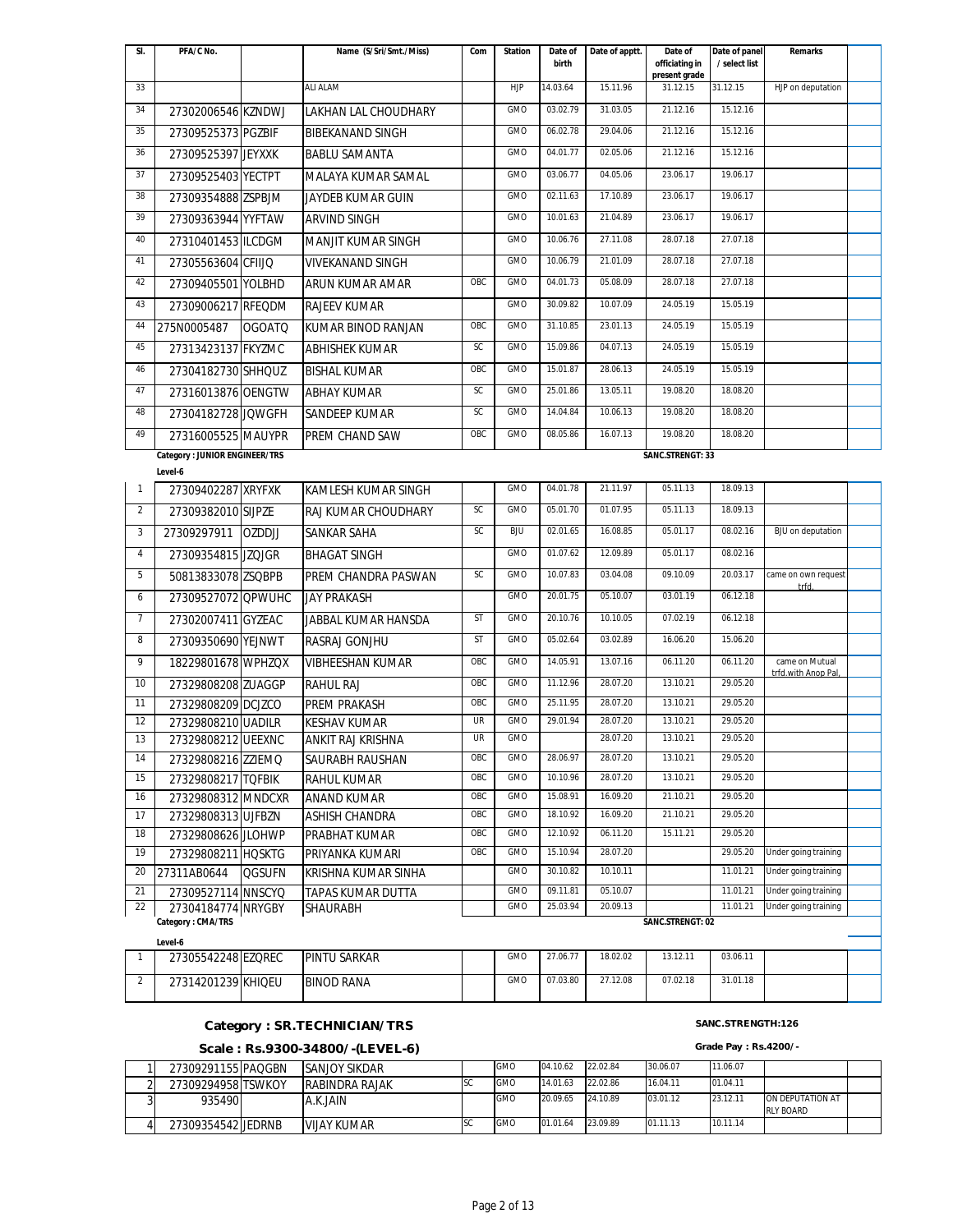| Sl. | PFA/C No. | | Name (S/Sri/Smt./Miss) | Com | Station | Date of birth | Date of apptt. | Date of officiating in present grade | Date of panel / select list | Remarks | |
|---|---|---|---|---|---|---|---|---|---|---|---|
| 33 | | | ALI ALAM | | HJP | 14.03.64 | 15.11.96 | 31.12.15 | 31.12.15 | HJP on deputation | |
| 34 | 27302006546 | KZNDWJ | LAKHAN LAL CHOUDHARY | | GMO | 03.02.79 | 31.03.05 | 21.12.16 | 15.12.16 | | |
| 35 | 27309525373 | PGZBIF | BIBEKANAND SINGH | | GMO | 06.02.78 | 29.04.06 | 21.12.16 | 15.12.16 | | |
| 36 | 27309525397 | JEYXXK | BABLU SAMANTA | | GMO | 04.01.77 | 02.05.06 | 21.12.16 | 15.12.16 | | |
| 37 | 27309525403 | YECTPT | MALAYA KUMAR SAMAL | | GMO | 03.06.77 | 04.05.06 | 23.06.17 | 19.06.17 | | |
| 38 | 27309354888 | ZSPBJM | JAYDEB KUMAR GUIN | | GMO | 02.11.63 | 17.10.89 | 23.06.17 | 19.06.17 | | |
| 39 | 27309363944 | YYFTAW | ARVIND SINGH | | GMO | 10.01.63 | 21.04.89 | 23.06.17 | 19.06.17 | | |
| 40 | 27310401453 | ILCDGM | MANJIT KUMAR SINGH | | GMO | 10.06.76 | 27.11.08 | 28.07.18 | 27.07.18 | | |
| 41 | 27305563604 | CFIIJQ | VIVEKANAND SINGH | | GMO | 10.06.79 | 21.01.09 | 28.07.18 | 27.07.18 | | |
| 42 | 27309405501 | YOLBHD | ARUN KUMAR AMAR | OBC | GMO | 04.01.73 | 05.08.09 | 28.07.18 | 27.07.18 | | |
| 43 | 27309006217 | RFEQDM | RAJEEV KUMAR | | GMO | 30.09.82 | 10.07.09 | 24.05.19 | 15.05.19 | | |
| 44 | 275N0005487 | OGOATQ | KUMAR BINOD RANJAN | OBC | GMO | 31.10.85 | 23.01.13 | 24.05.19 | 15.05.19 | | |
| 45 | 27313423137 | FKYZMC | ABHISHEK KUMAR | SC | GMO | 15.09.86 | 04.07.13 | 24.05.19 | 15.05.19 | | |
| 46 | 27304182730 | SHHQUZ | BISHAL KUMAR | OBC | GMO | 15.01.87 | 28.06.13 | 24.05.19 | 15.05.19 | | |
| 47 | 27316013876 | OENGTW | ABHAY KUMAR | SC | GMO | 25.01.86 | 13.05.11 | 19.08.20 | 18.08.20 | | |
| 48 | 27304182728 | JQWGFH | SANDEEP KUMAR | SC | GMO | 14.04.84 | 10.06.13 | 19.08.20 | 18.08.20 | | |
| 49 | 27316005525 | MAUYPR | PREM CHAND SAW | OBC | GMO | 08.05.86 | 16.07.13 | 19.08.20 | 18.08.20 | | |

**Category : JUNIOR ENGINEER/TRS** — **SANC.STRENGT: 33**

**Level-6**

| Sl. | PFA/C No. | | Name (S/Sri/Smt./Miss) | Com | Station | Date of birth | Date of apptt. | Date of officiating in present grade | Date of panel / select list | Remarks | |
|---|---|---|---|---|---|---|---|---|---|---|---|
| 1 | 27309402287 | XRYFXK | KAMLESH KUMAR SINGH | | GMO | 04.01.78 | 21.11.97 | 05.11.13 | 18.09.13 | | |
| 2 | 27309382010 | SIJPZE | RAJ KUMAR CHOUDHARY | SC | GMO | 05.01.70 | 01.07.95 | 05.11.13 | 18.09.13 | | |
| 3 | 27309297911 | OZDDJJ | SANKAR SAHA | SC | BJU | 02.01.65 | 16.08.85 | 05.01.17 | 08.02.16 | BJU on deputation | |
| 4 | 27309354815 | JZQJGR | BHAGAT SINGH | | GMO | 01.07.62 | 12.09.89 | 05.01.17 | 08.02.16 | | |
| 5 | 50813833078 | ZSQBPB | PREM CHANDRA PASWAN | SC | GMO | 10.07.83 | 03.04.08 | 09.10.09 | 20.03.17 | came on own request trfd. | |
| 6 | 27309527072 | QPWUHC | JAY PRAKASH | | GMO | 20.01.75 | 05.10.07 | 03.01.19 | 06.12.18 | | |
| 7 | 27302007411 | GYZEAC | JABBAL KUMAR HANSDA | ST | GMO | 20.10.76 | 10.10.05 | 07.02.19 | 06.12.18 | | |
| 8 | 27309350690 | YEJNWT | RASRAJ GONJHU | ST | GMO | 05.02.64 | 03.02.89 | 16.06.20 | 15.06.20 | | |
| 9 | 18229801678 | WPHZQX | VIBHEESHAN KUMAR | OBC | GMO | 14.05.91 | 13.07.16 | 06.11.20 | 06.11.20 | came on Mutual trfd.with Anop Pal, | |
| 10 | 27329808208 | ZUAGGP | RAHUL RAJ | OBC | GMO | 11.12.96 | 28.07.20 | 13.10.21 | 29.05.20 | | |
| 11 | 27329808209 | DCJZCO | PREM PRAKASH | OBC | GMO | 25.11.95 | 28.07.20 | 13.10.21 | 29.05.20 | | |
| 12 | 27329808210 | UADILR | KESHAV KUMAR | UR | GMO | 29.01.94 | 28.07.20 | 13.10.21 | 29.05.20 | | |
| 13 | 27329808212 | UEEXNC | ANKIT RAJ KRISHNA | UR | GMO | | 28.07.20 | 13.10.21 | 29.05.20 | | |
| 14 | 27329808216 | ZZIEMQ | SAURABH RAUSHAN | OBC | GMO | 28.06.97 | 28.07.20 | 13.10.21 | 29.05.20 | | |
| 15 | 27329808217 | TQFBIK | RAHUL KUMAR | OBC | GMO | 10.10.96 | 28.07.20 | 13.10.21 | 29.05.20 | | |
| 16 | 27329808312 | MNDCXR | ANAND KUMAR | OBC | GMO | 15.08.91 | 16.09.20 | 21.10.21 | 29.05.20 | | |
| 17 | 27329808313 | UJFBZN | ASHISH CHANDRA | OBC | GMO | 18.10.92 | 16.09.20 | 21.10.21 | 29.05.20 | | |
| 18 | 27329808626 | JLOHWP | PRABHAT KUMAR | OBC | GMO | 12.10.92 | 06.11.20 | 15.11.21 | 29.05.20 | | |
| 19 | 27329808211 | HQSKTG | PRIYANKA KUMARI | OBC | GMO | 15.10.94 | 28.07.20 | | 29.05.20 | Under going training | |
| 20 | 27311AB0644 | QGSUFN | KRISHNA KUMAR SINHA | | GMO | 30.10.82 | 10.10.11 | | 11.01.21 | Under going training | |
| 21 | 27309527114 | NNSCYQ | TAPAS KUMAR DUTTA | | GMO | 09.11.81 | 05.10.07 | | 11.01.21 | Under going training | |
| 22 | 27304184774 | NRYGBY | SHAURABH | | GMO | 25.03.94 | 20.09.13 | | 11.01.21 | Under going training | |

**Category : CMA/TRS** — **SANC.STRENGT: 02**

**Level-6**

| Sl. | PFA/C No. | | Name (S/Sri/Smt./Miss) | Com | Station | Date of birth | Date of apptt. | Date of officiating in present grade | Date of panel / select list | Remarks | |
|---|---|---|---|---|---|---|---|---|---|---|---|
| 1 | 27305542248 | EZQREC | PINTU SARKAR | | GMO | 27.06.77 | 18.02.02 | 13.12.11 | 03.06.11 | | |
| 2 | 27314201239 | KHIQEU | BINOD RANA | | GMO | 07.03.80 | 27.12.08 | 07.02.18 | 31.01.18 | | |

**Category : SR.TECHNICIAN/TRS** — **SANC.STRENGTH:126**

**Scale : Rs.9300-34800/-(LEVEL-6)** — **Grade Pay : Rs.4200/-**

| Sl. | PFA/C No. | | Name (S/Sri/Smt./Miss) | Com | Station | Date of birth | Date of apptt. | Date of officiating in present grade | Date of panel / select list | Remarks | |
|---|---|---|---|---|---|---|---|---|---|---|---|
| 1 | 27309291155 | PAQGBN | SANJOY SIKDAR | | GMO | 04.10.62 | 22.02.84 | 30.06.07 | 11.06.07 | | |
| 2 | 27309294958 | TSWKOY | RABINDRA RAJAK | SC | GMO | 14.01.63 | 22.02.86 | 16.04.11 | 01.04.11 | | |
| 3 | 935490 | | A.K.JAIN | | GMO | 20.09.65 | 24.10.89 | 03.01.12 | 23.12.11 | ON DEPUTATION AT RLY BOARD | |
| 4 | 27309354542 | JEDRNB | VIJAY KUMAR | SC | GMO | 01.01.64 | 23.09.89 | 01.11.13 | 10.11.14 | | |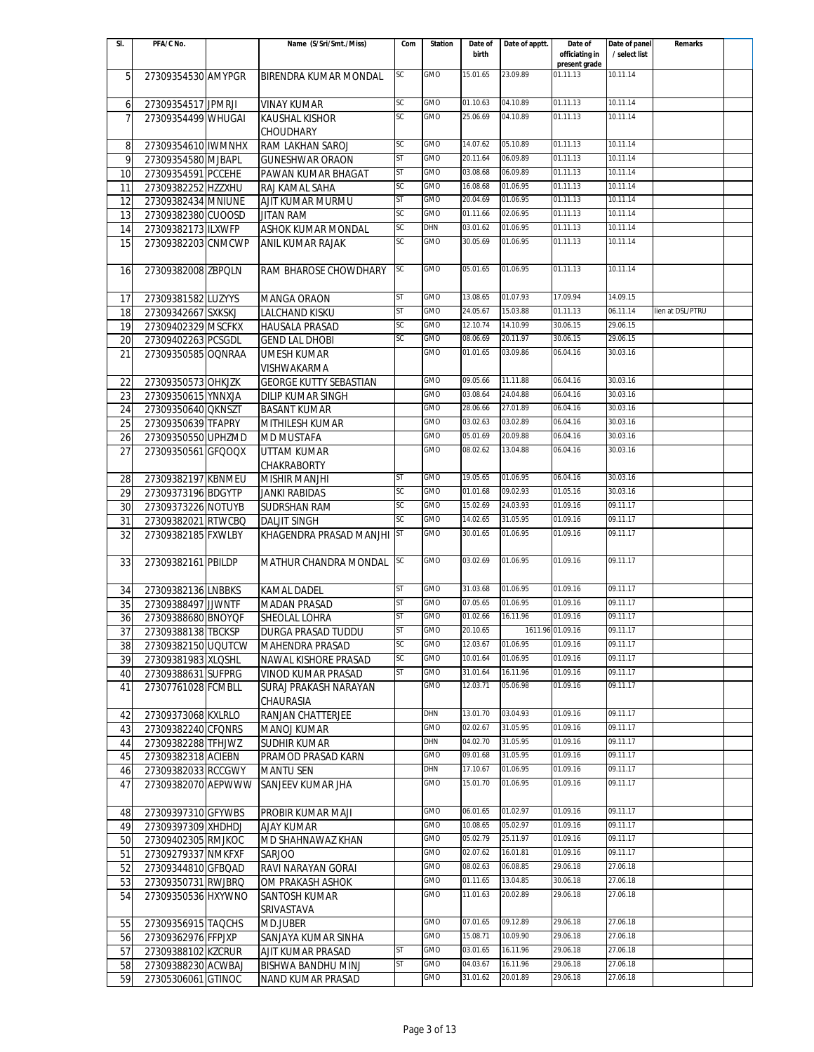| Sl. | PFA/C No. | | Name (S/Sri/Smt./Miss) | Com | Station | Date of birth | Date of apptt. | Date of officiating in present grade | Date of panel / select list | Remarks |
|---|---|---|---|---|---|---|---|---|---|---|
| 5 | 27309354530 | AMYPGR | BIRENDRA KUMAR MONDAL | SC | GMO | 15.01.65 | 23.09.89 | 01.11.13 | 10.11.14 | |
| 6 | 27309354517 | JPMRJI | VINAY KUMAR | SC | GMO | 01.10.63 | 04.10.89 | 01.11.13 | 10.11.14 | |
| 7 | 27309354499 | WHUGAI | KAUSHAL KISHOR CHOUDHARY | SC | GMO | 25.06.69 | 04.10.89 | 01.11.13 | 10.11.14 | |
| 8 | 27309354610 | IWMNHX | RAM LAKHAN SAROJ | SC | GMO | 14.07.62 | 05.10.89 | 01.11.13 | 10.11.14 | |
| 9 | 27309354580 | MJBAPL | GUNESHWAR ORAON | ST | GMO | 20.11.64 | 06.09.89 | 01.11.13 | 10.11.14 | |
| 10 | 27309354591 | PCCEHE | PAWAN KUMAR BHAGAT | ST | GMO | 03.08.68 | 06.09.89 | 01.11.13 | 10.11.14 | |
| 11 | 27309382252 | HZZXHU | RAJ KAMAL SAHA | SC | GMO | 16.08.68 | 01.06.95 | 01.11.13 | 10.11.14 | |
| 12 | 27309382434 | MNIUNE | AJIT KUMAR MURMU | ST | GMO | 20.04.69 | 01.06.95 | 01.11.13 | 10.11.14 | |
| 13 | 27309382380 | CUOOSD | JITAN RAM | SC | GMO | 01.11.66 | 02.06.95 | 01.11.13 | 10.11.14 | |
| 14 | 27309382173 | ILXWFP | ASHOK KUMAR MONDAL | SC | DHN | 03.01.62 | 01.06.95 | 01.11.13 | 10.11.14 | |
| 15 | 27309382203 | CNMCWP | ANIL KUMAR RAJAK | SC | GMO | 30.05.69 | 01.06.95 | 01.11.13 | 10.11.14 | |
| 16 | 27309382008 | ZBPQLN | RAM BHAROSE CHOWDHARY | SC | GMO | 05.01.65 | 01.06.95 | 01.11.13 | 10.11.14 | |
| 17 | 27309381582 | LUZYYS | MANGA ORAON | ST | GMO | 13.08.65 | 01.07.93 | 17.09.94 | 14.09.15 | |
| 18 | 27309342667 | SXKSKJ | LALCHAND KISKU | ST | GMO | 24.05.67 | 15.03.88 | 01.11.13 | 06.11.14 | lien at DSL/PTRU |
| 19 | 27309402329 | MSCFKX | HAUSALA PRASAD | SC | GMO | 12.10.74 | 14.10.99 | 30.06.15 | 29.06.15 | |
| 20 | 27309402263 | PCSGDL | GEND LAL DHOBI | SC | GMO | 08.06.69 | 20.11.97 | 30.06.15 | 29.06.15 | |
| 21 | 27309350585 | OQNRAA | UMESH KUMAR VISHWAKARMA | | GMO | 01.01.65 | 03.09.86 | 06.04.16 | 30.03.16 | |
| 22 | 27309350573 | OHKJZK | GEORGE KUTTY SEBASTIAN | | GMO | 09.05.66 | 11.11.88 | 06.04.16 | 30.03.16 | |
| 23 | 27309350615 | YNNXJA | DILIP KUMAR SINGH | | GMO | 03.08.64 | 24.04.88 | 06.04.16 | 30.03.16 | |
| 24 | 27309350640 | QKNSZT | BASANT KUMAR | | GMO | 28.06.66 | 27.01.89 | 06.04.16 | 30.03.16 | |
| 25 | 27309350639 | TFAPRY | MITHILESH KUMAR | | GMO | 03.02.63 | 03.02.89 | 06.04.16 | 30.03.16 | |
| 26 | 27309350550 | UPHZMD | MD MUSTAFA | | GMO | 05.01.69 | 20.09.88 | 06.04.16 | 30.03.16 | |
| 27 | 27309350561 | GFQOQX | UTTAM KUMAR CHAKRABORTY | | GMO | 08.02.62 | 13.04.88 | 06.04.16 | 30.03.16 | |
| 28 | 27309382197 | KBNMEU | MISHIR MANJHI | ST | GMO | 19.05.65 | 01.06.95 | 06.04.16 | 30.03.16 | |
| 29 | 27309373196 | BDGYTP | JANKI RABIDAS | SC | GMO | 01.01.68 | 09.02.93 | 01.05.16 | 30.03.16 | |
| 30 | 27309373226 | NOTUYB | SUDRSHAN RAM | SC | GMO | 15.02.69 | 24.03.93 | 01.09.16 | 09.11.17 | |
| 31 | 27309382021 | RTWCBQ | DALJIT SINGH | SC | GMO | 14.02.65 | 31.05.95 | 01.09.16 | 09.11.17 | |
| 32 | 27309382185 | FXWLBY | KHAGENDRA PRASAD MANJHI | ST | GMO | 30.01.65 | 01.06.95 | 01.09.16 | 09.11.17 | |
| 33 | 27309382161 | PBILDP | MATHUR CHANDRA MONDAL | SC | GMO | 03.02.69 | 01.06.95 | 01.09.16 | 09.11.17 | |
| 34 | 27309382136 | LNBBKS | KAMAL DADEL | ST | GMO | 31.03.68 | 01.06.95 | 01.09.16 | 09.11.17 | |
| 35 | 27309388497 | JJWNTF | MADAN PRASAD | ST | GMO | 07.05.65 | 01.06.95 | 01.09.16 | 09.11.17 | |
| 36 | 27309388680 | BNOYQF | SHEOLAL LOHRA | ST | GMO | 01.02.66 | 16.11.96 | 01.09.16 | 09.11.17 | |
| 37 | 27309388138 | TBCKSP | DURGA PRASAD TUDDU | ST | GMO | 20.10.65 | 1611.96 | 01.09.16 | 09.11.17 | |
| 38 | 27309382150 | UQUTCW | MAHENDRA PRASAD | SC | GMO | 12.03.67 | 01.06.95 | 01.09.16 | 09.11.17 | |
| 39 | 27309381983 | XLQSHL | NAWAL KISHORE PRASAD | SC | GMO | 10.01.64 | 01.06.95 | 01.09.16 | 09.11.17 | |
| 40 | 27309388631 | SUFPRG | VINOD KUMAR PRASAD | ST | GMO | 31.01.64 | 16.11.96 | 01.09.16 | 09.11.17 | |
| 41 | 27307761028 | FCMBLL | SURAJ PRAKASH NARAYAN CHAURASIA | | GMO | 12.03.71 | 05.06.98 | 01.09.16 | 09.11.17 | |
| 42 | 27309373068 | KXLRLO | RANJAN CHATTERJEE | | DHN | 13.01.70 | 03.04.93 | 01.09.16 | 09.11.17 | |
| 43 | 27309382240 | CFQNRS | MANOJ KUMAR | | GMO | 02.02.67 | 31.05.95 | 01.09.16 | 09.11.17 | |
| 44 | 27309382288 | TFHJWZ | SUDHIR KUMAR | | DHN | 04.02.70 | 31.05.95 | 01.09.16 | 09.11.17 | |
| 45 | 27309382318 | ACIEBN | PRAMOD PRASAD KARN | | GMO | 09.01.68 | 31.05.95 | 01.09.16 | 09.11.17 | |
| 46 | 27309382033 | RCCGWY | MANTU SEN | | DHN | 17.10.67 | 01.06.95 | 01.09.16 | 09.11.17 | |
| 47 | 27309382070 | AEPWWW | SANJEEV KUMAR JHA | | GMO | 15.01.70 | 01.06.95 | 01.09.16 | 09.11.17 | |
| 48 | 27309397310 | GFYWBS | PROBIR KUMAR MAJI | | GMO | 06.01.65 | 01.02.97 | 01.09.16 | 09.11.17 | |
| 49 | 27309397309 | XHDHDJ | AJAY KUMAR | | GMO | 10.08.65 | 05.02.97 | 01.09.16 | 09.11.17 | |
| 50 | 27309402305 | RMJKOC | MD SHAHNAWAZ KHAN | | GMO | 05.02.79 | 25.11.97 | 01.09.16 | 09.11.17 | |
| 51 | 27309279337 | NMKFXF | SARJOO | | GMO | 02.07.62 | 16.01.81 | 01.09.16 | 09.11.17 | |
| 52 | 27309344810 | GFBQAD | RAVI NARAYAN GORAI | | GMO | 08.02.63 | 06.08.85 | 29.06.18 | 27.06.18 | |
| 53 | 27309350731 | RWJBRQ | OM PRAKASH ASHOK | | GMO | 01.11.65 | 13.04.85 | 30.06.18 | 27.06.18 | |
| 54 | 27309350536 | HXYWNO | SANTOSH KUMAR SRIVASTAVA | | GMO | 11.01.63 | 20.02.89 | 29.06.18 | 27.06.18 | |
| 55 | 27309356915 | TAQCHS | MD.JUBER | | GMO | 07.01.65 | 09.12.89 | 29.06.18 | 27.06.18 | |
| 56 | 27309362976 | FFPJXP | SANJAYA KUMAR SINHA | | GMO | 15.08.71 | 10.09.90 | 29.06.18 | 27.06.18 | |
| 57 | 27309388102 | KZCRUR | AJIT KUMAR PRASAD | ST | GMO | 03.01.65 | 16.11.96 | 29.06.18 | 27.06.18 | |
| 58 | 27309388230 | ACWBAJ | BISHWA BANDHU MINJ | ST | GMO | 04.03.67 | 16.11.96 | 29.06.18 | 27.06.18 | |
| 59 | 27305306061 | GTINOC | NAND KUMAR PRASAD | | GMO | 31.01.62 | 20.01.89 | 29.06.18 | 27.06.18 | |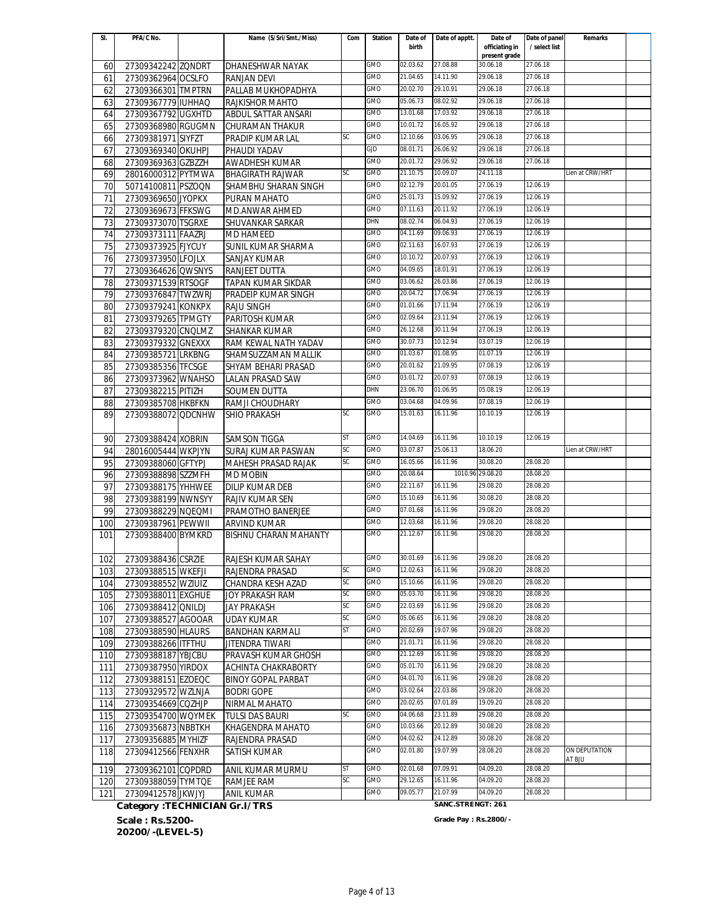| Sl. | PFA/C No. | | Name (S/Sri/Smt./Miss) | Com | Station | Date of birth | Date of apptt. | Date of officiating in present grade | Date of panel / select list | Remarks |
|---|---|---|---|---|---|---|---|---|---|---|
| 60 | 27309342242 | ZQNDRT | DHANESHWAR NAYAK | | GMO | 02.03.62 | 27.08.88 | 30.06.18 | 27.06.18 | |
| 61 | 27309362964 | OCSLFO | RANJAN DEVI | | GMO | 21.04.65 | 14.11.90 | 29.06.18 | 27.06.18 | |
| 62 | 27309366301 | TMPTRN | PALLAB MUKHOPADHYA | | GMO | 20.02.70 | 29.10.91 | 29.06.18 | 27.06.18 | |
| 63 | 27309367779 | IUHHAQ | RAJKISHOR MAHTO | | GMO | 05.06.73 | 08.02.92 | 29.06.18 | 27.06.18 | |
| 64 | 27309367792 | UGXHTD | ABDUL SATTAR ANSARI | | GMO | 13.01.68 | 17.03.92 | 29.06.18 | 27.06.18 | |
| 65 | 27309368980 | RGUGMN | CHURAMAN THAKUR | | GMO | 10.01.72 | 16.05.92 | 29.06.18 | 27.06.18 | |
| 66 | 27309381971 | SIYFZT | PRADIP KUMAR LAL | SC | GMO | 12.10.66 | 03.06.95 | 29.06.18 | 27.06.18 | |
| 67 | 27309369340 | OKUHPJ | PHAUDI YADAV | | GJD | 08.01.71 | 26.06.92 | 29.06.18 | 27.06.18 | |
| 68 | 27309369363 | GZBZZH | AWADHESH KUMAR | | GMO | 20.01.72 | 29.06.92 | 29.06.18 | 27.06.18 | |
| 69 | 28016000312 | PYTMWA | BHAGIRATH RAJWAR | SC | GMO | 21.10.75 | 10.09.07 | 24.11.18 | | Lien at CRW/HRT |
| 70 | 50714100811 | PSZOQN | SHAMBHU SHARAN SINGH | | GMO | 02.12.79 | 20.01.05 | 27.06.19 | 12.06.19 | |
| 71 | 27309369650 | JYOPKX | PURAN MAHATO | | GMO | 25.01.73 | 15.09.92 | 27.06.19 | 12.06.19 | |
| 72 | 27309369673 | FFKSWG | MD.ANWAR AHMED | | GMO | 07.11.63 | 20.11.92 | 27.06.19 | 12.06.19 | |
| 73 | 27309373070 | TSGRXE | SHUVANKAR SARKAR | | DHN | 08.02.74 | 06.04.93 | 27.06.19 | 12.06.19 | |
| 74 | 27309373111 | FAAZRJ | MD HAMEED | | GMO | 04.11.69 | 09.06.93 | 27.06.19 | 12.06.19 | |
| 75 | 27309373925 | FJYCUY | SUNIL KUMAR SHARMA | | GMO | 02.11.63 | 16.07.93 | 27.06.19 | 12.06.19 | |
| 76 | 27309373950 | LFOJLX | SANJAY KUMAR | | GMO | 10.10.72 | 20.07.93 | 27.06.19 | 12.06.19 | |
| 77 | 27309364626 | QWSNYS | RANJEET DUTTA | | GMO | 04.09.65 | 18.01.91 | 27.06.19 | 12.06.19 | |
| 78 | 27309371539 | RTSOGF | TAPAN KUMAR SIKDAR | | GMO | 03.06.62 | 26.03.86 | 27.06.19 | 12.06.19 | |
| 79 | 27309376847 | TWZWRJ | PRADEIP KUMAR SINGH | | GMO | 20.04.72 | 17.06.94 | 27.06.19 | 12.06.19 | |
| 80 | 27309379241 | KONKPX | RAJU SINGH | | GMO | 01.01.66 | 17.11.94 | 27.06.19 | 12.06.19 | |
| 81 | 27309379265 | TPMGTY | PARITOSH KUMAR | | GMO | 02.09.64 | 23.11.94 | 27.06.19 | 12.06.19 | |
| 82 | 27309379320 | CNQLMZ | SHANKAR KUMAR | | GMO | 26.12.68 | 30.11.94 | 27.06.19 | 12.06.19 | |
| 83 | 27309379332 | GNEXXX | RAM KEWAL NATH YADAV | | GMO | 30.07.73 | 10.12.94 | 03.07.19 | 12.06.19 | |
| 84 | 27309385721 | LRKBNG | SHAMSUZZAMAN MALLIK | | GMO | 01.03.67 | 01.08.95 | 01.07.19 | 12.06.19 | |
| 85 | 27309385356 | TFCSGE | SHYAM BEHARI PRASAD | | GMO | 20.01.62 | 21.09.95 | 07.08.19 | 12.06.19 | |
| 86 | 27309373962 | WNAHSO | LALAN PRASAD SAW | | GMO | 03.01.72 | 20.07.93 | 07.08.19 | 12.06.19 | |
| 87 | 27309382215 | PITIZH | SOUMEN DUTTA | | DHN | 23.06.70 | 01.06.95 | 05.08.19 | 12.06.19 | |
| 88 | 27309385708 | HKBFKN | RAMJI CHOUDHARY | | GMO | 03.04.68 | 04.09.96 | 07.08.19 | 12.06.19 | |
| 89 | 27309388072 | QDCNHW | SHIO PRAKASH | SC | GMO | 15.01.63 | 16.11.96 | 10.10.19 | 12.06.19 | |
| 90 | 27309388424 | XOBRIN | SAMSON TIGGA | ST | GMO | 14.04.69 | 16.11.96 | 10.10.19 | 12.06.19 | |
| 94 | 28016005444 | WKPJYN | SURAJ KUMAR PASWAN | SC | GMO | 03.07.87 | 25.06.13 | 18.06.20 | | Lien at CRW/HRT |
| 95 | 27309388060 | GFTYPJ | MAHESH PRASAD RAJAK | SC | GMO | 16.05.66 | 16.11.96 | 30.08.20 | 28.08.20 | |
| 96 | 27309388898 | SZZMFH | MD MOBIN | | GMO | 20.08.64 | 1010.96 | 29.08.20 | 28.08.20 | |
| 97 | 27309388175 | YHHWEE | DILIP KUMAR DEB | | GMO | 22.11.67 | 16.11.96 | 29.08.20 | 28.08.20 | |
| 98 | 27309388199 | NWNSYY | RAJIV KUMAR SEN | | GMO | 15.10.69 | 16.11.96 | 30.08.20 | 28.08.20 | |
| 99 | 27309388229 | NQEQMI | PRAMOTHO BANERJEE | | GMO | 07.01.68 | 16.11.96 | 29.08.20 | 28.08.20 | |
| 100 | 27309387961 | PEWWII | ARVIND KUMAR | | GMO | 12.03.68 | 16.11.96 | 29.08.20 | 28.08.20 | |
| 101 | 27309388400 | BYMKRD | BISHNU CHARAN MAHANTY | | GMO | 21.12.67 | 16.11.96 | 29.08.20 | 28.08.20 | |
| 102 | 27309388436 | CSRZIE | RAJESH KUMAR SAHAY | | GMO | 30.01.69 | 16.11.96 | 29.08.20 | 28.08.20 | |
| 103 | 27309388515 | WKEFJI | RAJENDRA PRASAD | SC | GMO | 12.02.63 | 16.11.96 | 29.08.20 | 28.08.20 | |
| 104 | 27309388552 | WZIUIZ | CHANDRA KESH AZAD | SC | GMO | 15.10.66 | 16.11.96 | 29.08.20 | 28.08.20 | |
| 105 | 27309388011 | EXGHUE | JOY PRAKASH RAM | SC | GMO | 05.03.70 | 16.11.96 | 29.08.20 | 28.08.20 | |
| 106 | 27309388412 | QNILDJ | JAY PRAKASH | SC | GMO | 22.03.69 | 16.11.96 | 29.08.20 | 28.08.20 | |
| 107 | 27309388527 | AGOOAR | UDAY KUMAR | SC | GMO | 05.06.65 | 16.11.96 | 29.08.20 | 28.08.20 | |
| 108 | 27309388590 | HLAURS | BANDHAN KARMALI | ST | GMO | 20.02.69 | 19.07.96 | 29.08.20 | 28.08.20 | |
| 109 | 27309388266 | ITFTHU | JITENDRA TIWARI | | GMO | 21.01.71 | 16.11.96 | 29.08.20 | 28.08.20 | |
| 110 | 27309388187 | YBJCBU | PRAVASH KUMAR GHOSH | | GMO | 21.12.69 | 16.11.96 | 29.08.20 | 28.08.20 | |
| 111 | 27309387950 | YIRDOX | ACHINTA CHAKRABORTY | | GMO | 05.01.70 | 16.11.96 | 29.08.20 | 28.08.20 | |
| 112 | 27309388151 | EZOEQC | BINOY GOPAL PARBAT | | GMO | 04.01.70 | 16.11.96 | 29.08.20 | 28.08.20 | |
| 113 | 27309329572 | WZLNJA | BODRI GOPE | | GMO | 03.02.64 | 22.03.86 | 29.08.20 | 28.08.20 | |
| 114 | 27309354669 | CQZHJP | NIRMAL MAHATO | | GMO | 20.02.65 | 07.01.89 | 19.09.20 | 28.08.20 | |
| 115 | 27309354700 | WQYMEK | TULSI DAS BAURI | SC | GMO | 04.06.68 | 23.11.89 | 29.08.20 | 28.08.20 | |
| 116 | 27309356873 | NBBTKH | KHAGENDRA MAHATO | | GMO | 10.03.66 | 20.12.89 | 30.08.20 | 28.08.20 | |
| 117 | 27309356885 | MYHIZF | RAJENDRA PRASAD | | GMO | 04.02.62 | 24.12.89 | 30.08.20 | 28.08.20 | |
| 118 | 27309412566 | FENXHR | SATISH KUMAR | | GMO | 02.01.80 | 19.07.99 | 28.08.20 | 28.08.20 | ON DEPUTATION AT BJU |
| 119 | 27309362101 | CQPDRD | ANIL KUMAR MURMU | ST | GMO | 02.01.68 | 07.09.91 | 04.09.20 | 28.08.20 | |
| 120 | 27309388059 | TYMTQE | RAMJEE RAM | SC | GMO | 29.12.65 | 16.11.96 | 04.09.20 | 28.08.20 | |
| 121 | 27309412578 | JKWJYJ | ANIL KUMAR | | GMO | 09.05.77 | 21.07.99 | 04.09.20 | 28.08.20 | |

**Category :TECHNICIAN Gr.I/TRS**

**SANC.STRENGT: 261**

**Scale : Rs.5200-20200/-(LEVEL-5)**

**Grade Pay : Rs.2800/-**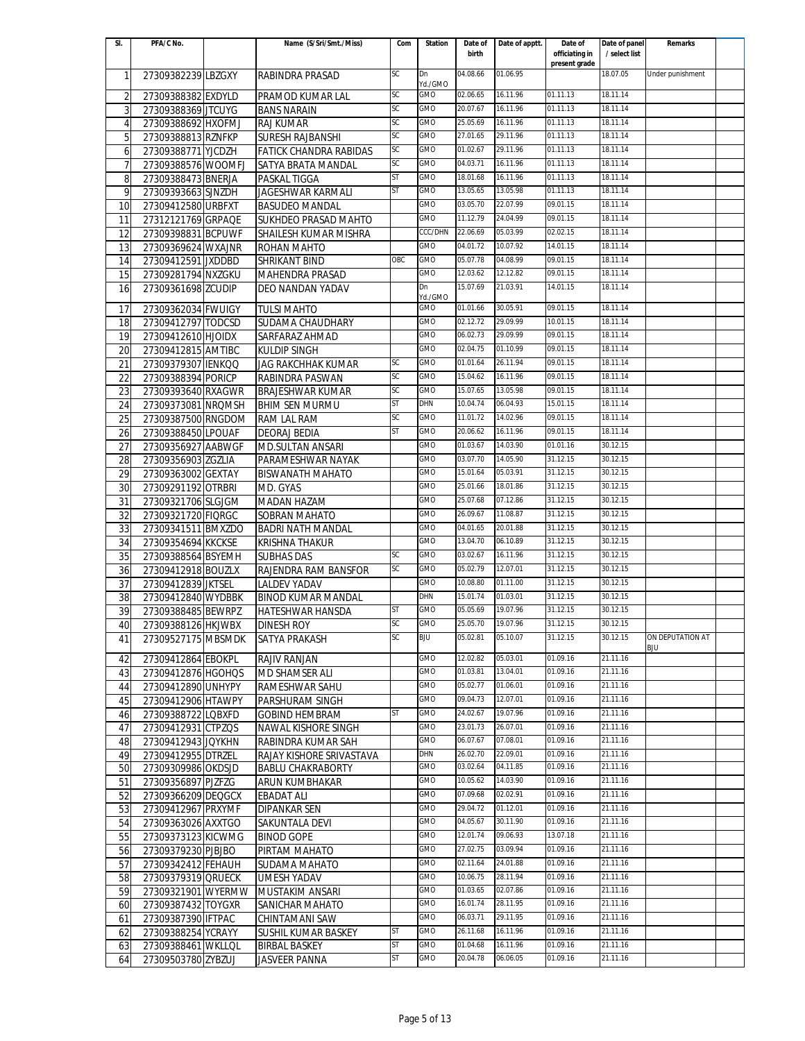| Sl. | PFA/C No. | | Name (S/Sri/Smt./Miss) | Com | Station | Date of birth | Date of apptt. | Date of officiating in present grade | Date of panel / select list | Remarks |
|---|---|---|---|---|---|---|---|---|---|---|
| 1 | 27309382239 | LBZGXY | RABINDRA PRASAD | SC | Dn Yd./GMO | 04.08.66 | 01.06.95 | | 18.07.05 | Under punishment |
| 2 | 27309388382 | EXDYLD | PRAMOD KUMAR LAL | SC | GMO | 02.06.65 | 16.11.96 | 01.11.13 | 18.11.14 | |
| 3 | 27309388369 | JTCUYG | BANS NARAIN | SC | GMO | 20.07.67 | 16.11.96 | 01.11.13 | 18.11.14 | |
| 4 | 27309388692 | HXOFMJ | RAJ KUMAR | SC | GMO | 25.05.69 | 16.11.96 | 01.11.13 | 18.11.14 | |
| 5 | 27309388813 | RZNFKP | SURESH RAJBANSHI | SC | GMO | 27.01.65 | 29.11.96 | 01.11.13 | 18.11.14 | |
| 6 | 27309388771 | YJCDZH | FATICK CHANDRA RABIDAS | SC | GMO | 01.02.67 | 29.11.96 | 01.11.13 | 18.11.14 | |
| 7 | 27309388576 | WOOMFJ | SATYA BRATA MANDAL | SC | GMO | 04.03.71 | 16.11.96 | 01.11.13 | 18.11.14 | |
| 8 | 27309388473 | BNERJA | PASKAL TIGGA | ST | GMO | 18.01.68 | 16.11.96 | 01.11.13 | 18.11.14 | |
| 9 | 27309393663 | SJNZDH | JAGESHWAR KARMALI | ST | GMO | 13.05.65 | 13.05.98 | 01.11.13 | 18.11.14 | |
| 10 | 27309412580 | URBFXT | BASUDEO MANDAL | | GMO | 03.05.70 | 22.07.99 | 09.01.15 | 18.11.14 | |
| 11 | 27312121769 | GRPAQE | SUKHDEO PRASAD MAHTO | | GMO | 11.12.79 | 24.04.99 | 09.01.15 | 18.11.14 | |
| 12 | 27309398831 | BCPUWF | SHAILESH KUMAR MISHRA | | CCC/DHN | 22.06.69 | 05.03.99 | 02.02.15 | 18.11.14 | |
| 13 | 27309369624 | WXAJNR | ROHAN MAHTO | | GMO | 04.01.72 | 10.07.92 | 14.01.15 | 18.11.14 | |
| 14 | 27309412591 | JXDDBD | SHRIKANT BIND | OBC | GMO | 05.07.78 | 04.08.99 | 09.01.15 | 18.11.14 | |
| 15 | 27309281794 | NXZGKU | MAHENDRA PRASAD | | GMO | 12.03.62 | 12.12.82 | 09.01.15 | 18.11.14 | |
| 16 | 27309361698 | ZCUDIP | DEO NANDAN YADAV | | Dn Yd./GMO | 15.07.69 | 21.03.91 | 14.01.15 | 18.11.14 | |
| 17 | 27309362034 | FWUIGY | TULSI MAHTO | | GMO | 01.01.66 | 30.05.91 | 09.01.15 | 18.11.14 | |
| 18 | 27309412797 | TODCSD | SUDAMA CHAUDHARY | | GMO | 02.12.72 | 29.09.99 | 10.01.15 | 18.11.14 | |
| 19 | 27309412610 | HJOIDX | SARFARAZ AHMAD | | GMO | 06.02.73 | 29.09.99 | 09.01.15 | 18.11.14 | |
| 20 | 27309412815 | AMTIBC | KULDIP SINGH | | GMO | 02.04.75 | 01.10.99 | 09.01.15 | 18.11.14 | |
| 21 | 27309379307 | IENKQQ | JAG RAKCHHAK KUMAR | SC | GMO | 01.01.64 | 26.11.94 | 09.01.15 | 18.11.14 | |
| 22 | 27309388394 | PORICP | RABINDRA PASWAN | SC | GMO | 15.04.62 | 16.11.96 | 09.01.15 | 18.11.14 | |
| 23 | 27309393640 | RXAGWR | BRAJESHWAR KUMAR | SC | GMO | 15.07.65 | 13.05.98 | 09.01.15 | 18.11.14 | |
| 24 | 27309373081 | NRQMSH | BHIM SEN MURMU | ST | DHN | 10.04.74 | 06.04.93 | 15.01.15 | 18.11.14 | |
| 25 | 27309387500 | RNGDOM | RAM LAL RAM | SC | GMO | 11.01.72 | 14.02.96 | 09.01.15 | 18.11.14 | |
| 26 | 27309388450 | LPOUAF | DEORAJ BEDIA | ST | GMO | 20.06.62 | 16.11.96 | 09.01.15 | 18.11.14 | |
| 27 | 27309356927 | AABWGF | MD.SULTAN ANSARI | | GMO | 01.03.67 | 14.03.90 | 01.01.16 | 30.12.15 | |
| 28 | 27309356903 | ZGZLIA | PARAMESHWAR NAYAK | | GMO | 03.07.70 | 14.05.90 | 31.12.15 | 30.12.15 | |
| 29 | 27309363002 | GEXTAY | BISWANATH MAHATO | | GMO | 15.01.64 | 05.03.91 | 31.12.15 | 30.12.15 | |
| 30 | 27309291192 | OTRBRI | MD. GYAS | | GMO | 25.01.66 | 18.01.86 | 31.12.15 | 30.12.15 | |
| 31 | 27309321706 | SLGJGM | MADAN HAZAM | | GMO | 25.07.68 | 07.12.86 | 31.12.15 | 30.12.15 | |
| 32 | 27309321720 | FIQRGC | SOBRAN MAHATO | | GMO | 26.09.67 | 11.08.87 | 31.12.15 | 30.12.15 | |
| 33 | 27309341511 | BMXZDO | BADRI NATH MANDAL | | GMO | 04.01.65 | 20.01.88 | 31.12.15 | 30.12.15 | |
| 34 | 27309354694 | KKCKSE | KRISHNA THAKUR | | GMO | 13.04.70 | 06.10.89 | 31.12.15 | 30.12.15 | |
| 35 | 27309388564 | BSYEMH | SUBHAS DAS | SC | GMO | 03.02.67 | 16.11.96 | 31.12.15 | 30.12.15 | |
| 36 | 27309412918 | BOUZLX | RAJENDRA RAM BANSFOR | SC | GMO | 05.02.79 | 12.07.01 | 31.12.15 | 30.12.15 | |
| 37 | 27309412839 | JKTSEL | LALDEV YADAV | | GMO | 10.08.80 | 01.11.00 | 31.12.15 | 30.12.15 | |
| 38 | 27309412840 | WYDBBK | BINOD KUMAR MANDAL | | DHN | 15.01.74 | 01.03.01 | 31.12.15 | 30.12.15 | |
| 39 | 27309388485 | BEWRPZ | HATESHWAR HANSDA | ST | GMO | 05.05.69 | 19.07.96 | 31.12.15 | 30.12.15 | |
| 40 | 27309388126 | HKJWBX | DINESH ROY | SC | GMO | 25.05.70 | 19.07.96 | 31.12.15 | 30.12.15 | |
| 41 | 27309527175 | MBSMDK | SATYA PRAKASH | SC | BJU | 05.02.81 | 05.10.07 | 31.12.15 | 30.12.15 | ON DEPUTATION AT BJU |
| 42 | 27309412864 | EBOKPL | RAJIV RANJAN | | GMO | 12.02.82 | 05.03.01 | 01.09.16 | 21.11.16 | |
| 43 | 27309412876 | HGOHQS | MD SHAMSER ALI | | GMO | 01.03.81 | 13.04.01 | 01.09.16 | 21.11.16 | |
| 44 | 27309412890 | UNHYPY | RAMESHWAR SAHU | | GMO | 05.02.77 | 01.06.01 | 01.09.16 | 21.11.16 | |
| 45 | 27309412906 | HTAWPY | PARSHURAM SINGH | | GMO | 09.04.73 | 12.07.01 | 01.09.16 | 21.11.16 | |
| 46 | 27309388722 | LQBXFD | GOBIND HEMBRAM | ST | GMO | 24.02.67 | 19.07.96 | 01.09.16 | 21.11.16 | |
| 47 | 27309412931 | CTPZQS | NAWAL KISHORE SINGH | | GMO | 23.01.73 | 26.07.01 | 01.09.16 | 21.11.16 | |
| 48 | 27309412943 | JQYKHN | RABINDRA KUMAR SAH | | GMO | 06.07.67 | 07.08.01 | 01.09.16 | 21.11.16 | |
| 49 | 27309412955 | DTRZEL | RAJAY KISHORE SRIVASTAVA | | DHN | 26.02.70 | 22.09.01 | 01.09.16 | 21.11.16 | |
| 50 | 27309309986 | OKDSJD | BABLU CHAKRABORTY | | GMO | 03.02.64 | 04.11.85 | 01.09.16 | 21.11.16 | |
| 51 | 27309356897 | PJZFZG | ARUN KUMBHAKAR | | GMO | 10.05.62 | 14.03.90 | 01.09.16 | 21.11.16 | |
| 52 | 27309366209 | DEQGCX | EBADAT ALI | | GMO | 07.09.68 | 02.02.91 | 01.09.16 | 21.11.16 | |
| 53 | 27309412967 | PRXYMF | DIPANKAR SEN | | GMO | 29.04.72 | 01.12.01 | 01.09.16 | 21.11.16 | |
| 54 | 27309363026 | AXXTGO | SAKUNTALA DEVI | | GMO | 04.05.67 | 30.11.90 | 01.09.16 | 21.11.16 | |
| 55 | 27309373123 | KICWMG | BINOD GOPE | | GMO | 12.01.74 | 09.06.93 | 13.07.18 | 21.11.16 | |
| 56 | 27309379230 | PJBJBO | PIRTAM MAHATO | | GMO | 27.02.75 | 03.09.94 | 01.09.16 | 21.11.16 | |
| 57 | 27309342412 | FEHAUH | SUDAMA MAHATO | | GMO | 02.11.64 | 24.01.88 | 01.09.16 | 21.11.16 | |
| 58 | 27309379319 | QRUECK | UMESH YADAV | | GMO | 10.06.75 | 28.11.94 | 01.09.16 | 21.11.16 | |
| 59 | 27309321901 | WYERMW | MUSTAKIM ANSARI | | GMO | 01.03.65 | 02.07.86 | 01.09.16 | 21.11.16 | |
| 60 | 27309387432 | TOYGXR | SANICHAR MAHATO | | GMO | 16.01.74 | 28.11.95 | 01.09.16 | 21.11.16 | |
| 61 | 27309387390 | IFTPAC | CHINTAMANI SAW | | GMO | 06.03.71 | 29.11.95 | 01.09.16 | 21.11.16 | |
| 62 | 27309388254 | YCRAYY | SUSHIL KUMAR BASKEY | ST | GMO | 26.11.68 | 16.11.96 | 01.09.16 | 21.11.16 | |
| 63 | 27309388461 | WKLLQL | BIRBAL BASKEY | ST | GMO | 01.04.68 | 16.11.96 | 01.09.16 | 21.11.16 | |
| 64 | 27309503780 | ZYBZUJ | JASVEER PANNA | ST | GMO | 20.04.78 | 06.06.05 | 01.09.16 | 21.11.16 | |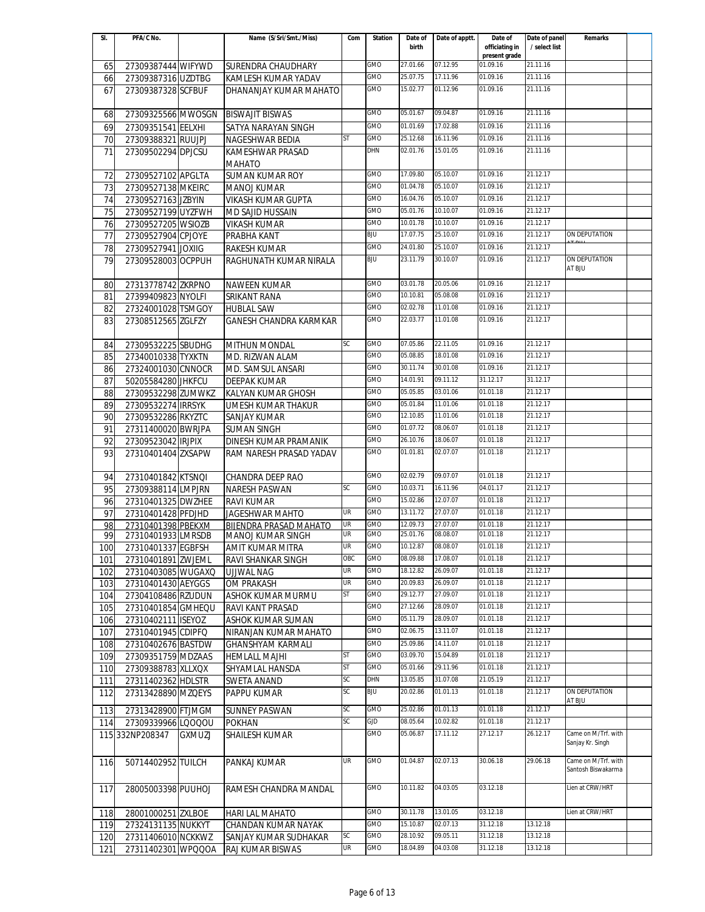| Sl. | PFA/C No. | | Name (S/Sri/Smt./Miss) | Com | Station | Date of birth | Date of apptt. | Date of officiating in present grade | Date of panel / select list | Remarks | |
|---|---|---|---|---|---|---|---|---|---|---|---|
| 65 | 27309387444 | WIFYWD | SURENDRA CHAUDHARY | | GMO | 27.01.66 | 07.12.95 | 01.09.16 | 21.11.16 | | |
| 66 | 27309387316 | UZDTBG | KAMLESH KUMAR YADAV | | GMO | 25.07.75 | 17.11.96 | 01.09.16 | 21.11.16 | | |
| 67 | 27309387328 | SCFBUF | DHANANJAY KUMAR MAHATO | | GMO | 15.02.77 | 01.12.96 | 01.09.16 | 21.11.16 | | |
| 68 | 27309325566 | MWOSGN | BISWAJIT BISWAS | | GMO | 05.01.67 | 09.04.87 | 01.09.16 | 21.11.16 | | |
| 69 | 27309351541 | EELXHI | SATYA NARAYAN SINGH | | GMO | 01.01.69 | 17.02.88 | 01.09.16 | 21.11.16 | | |
| 70 | 27309388321 | RUUJPJ | NAGESHWAR BEDIA | ST | GMO | 25.12.68 | 16.11.96 | 01.09.16 | 21.11.16 | | |
| 71 | 27309502294 | DPJCSU | KAMESHWAR PRASAD MAHATO | | DHN | 02.01.76 | 15.01.05 | 01.09.16 | 21.11.16 | | |
| 72 | 27309527102 | APGLTA | SUMAN KUMAR ROY | | GMO | 17.09.80 | 05.10.07 | 01.09.16 | 21.12.17 | | |
| 73 | 27309527138 | MKEIRC | MANOJ KUMAR | | GMO | 01.04.78 | 05.10.07 | 01.09.16 | 21.12.17 | | |
| 74 | 27309527163 | JZBYIN | VIKASH KUMAR GUPTA | | GMO | 16.04.76 | 05.10.07 | 01.09.16 | 21.12.17 | | |
| 75 | 27309527199 | UYZFWH | MD SAJID HUSSAIN | | GMO | 05.01.76 | 10.10.07 | 01.09.16 | 21.12.17 | | |
| 76 | 27309527205 | WSIOZB | VIKASH KUMAR | | GMO | 10.01.78 | 10.10.07 | 01.09.16 | 21.12.17 | | |
| 77 | 27309527904 | CPJOYE | PRABHA KANT | | BJU | 17.07.75 | 25.10.07 | 01.09.16 | 21.12.17 | ON DEPUTATION AT BJU | |
| 78 | 27309527941 | JOXIIG | RAKESH KUMAR | | GMO | 24.01.80 | 25.10.07 | 01.09.16 | 21.12.17 | | |
| 79 | 27309528003 | OCPPUH | RAGHUNATH KUMAR NIRALA | | BJU | 23.11.79 | 30.10.07 | 01.09.16 | 21.12.17 | ON DEPUTATION AT BJU | |
| 80 | 27313778742 | ZKRPNO | NAWEEN KUMAR | | GMO | 03.01.78 | 20.05.06 | 01.09.16 | 21.12.17 | | |
| 81 | 27399409823 | NYOLFI | SRIKANT RANA | | GMO | 10.10.81 | 05.08.08 | 01.09.16 | 21.12.17 | | |
| 82 | 27324001028 | TSMGOY | HUBLAL SAW | | GMO | 02.02.78 | 11.01.08 | 01.09.16 | 21.12.17 | | |
| 83 | 27308512565 | ZGLFZY | GANESH CHANDRA KARMKAR | | GMO | 22.03.77 | 11.01.08 | 01.09.16 | 21.12.17 | | |
| 84 | 27309532225 | SBUDHG | MITHUN MONDAL | SC | GMO | 07.05.86 | 22.11.05 | 01.09.16 | 21.12.17 | | |
| 85 | 27340010338 | TYXKTN | MD. RIZWAN ALAM | | GMO | 05.08.85 | 18.01.08 | 01.09.16 | 21.12.17 | | |
| 86 | 27324001030 | CNNOCR | MD. SAMSUL ANSARI | | GMO | 30.11.74 | 30.01.08 | 01.09.16 | 21.12.17 | | |
| 87 | 50205584280 | JHKFCU | DEEPAK KUMAR | | GMO | 14.01.91 | 09.11.12 | 31.12.17 | 31.12.17 | | |
| 88 | 27309532298 | ZUMWKZ | KALYAN KUMAR GHOSH | | GMO | 05.05.85 | 03.01.06 | 01.01.18 | 21.12.17 | | |
| 89 | 27309532274 | IRRSYK | UMESH KUMAR THAKUR | | GMO | 05.01.84 | 11.01.06 | 01.01.18 | 21.12.17 | | |
| 90 | 27309532286 | RKYZTC | SANJAY KUMAR | | GMO | 12.10.85 | 11.01.06 | 01.01.18 | 21.12.17 | | |
| 91 | 27311400020 | BWRJPA | SUMAN SINGH | | GMO | 01.07.72 | 08.06.07 | 01.01.18 | 21.12.17 | | |
| 92 | 27309523042 | IRJPIX | DINESH KUMAR PRAMANIK | | GMO | 26.10.76 | 18.06.07 | 01.01.18 | 21.12.17 | | |
| 93 | 27310401404 | ZXSAPW | RAM NARESH PRASAD YADAV | | GMO | 01.01.81 | 02.07.07 | 01.01.18 | 21.12.17 | | |
| 94 | 27310401842 | KTSNQI | CHANDRA DEEP RAO | | GMO | 02.02.79 | 09.07.07 | 01.01.18 | 21.12.17 | | |
| 95 | 27309388114 | LMPJRN | NARESH PASWAN | SC | GMO | 10.03.71 | 16.11.96 | 04.01.17 | 21.12.17 | | |
| 96 | 27310401325 | DWZHEE | RAVI KUMAR | | GMO | 15.02.86 | 12.07.07 | 01.01.18 | 21.12.17 | | |
| 97 | 27310401428 | PFDJHD | JAGESHWAR MAHTO | UR | GMO | 13.11.72 | 27.07.07 | 01.01.18 | 21.12.17 | | |
| 98 | 27310401398 | PBEKXM | BIJENDRA PRASAD MAHATO | UR | GMO | 12.09.73 | 27.07.07 | 01.01.18 | 21.12.17 | | |
| 99 | 27310401933 | LMRSDB | MANOJ KUMAR SINGH | UR | GMO | 25.01.76 | 08.08.07 | 01.01.18 | 21.12.17 | | |
| 100 | 27310401337 | EGBFSH | AMIT KUMAR MITRA | UR | GMO | 10.12.87 | 08.08.07 | 01.01.18 | 21.12.17 | | |
| 101 | 27310401891 | ZWJEML | RAVI SHANKAR SINGH | OBC | GMO | 08.09.88 | 17.08.07 | 01.01.18 | 21.12.17 | | |
| 102 | 27310403085 | WUGAXQ | UJJWAL NAG | UR | GMO | 18.12.82 | 26.09.07 | 01.01.18 | 21.12.17 | | |
| 103 | 27310401430 | AEYGGS | OM PRAKASH | UR | GMO | 20.09.83 | 26.09.07 | 01.01.18 | 21.12.17 | | |
| 104 | 27304108486 | RZUDUN | ASHOK KUMAR MURMU | ST | GMO | 29.12.77 | 27.09.07 | 01.01.18 | 21.12.17 | | |
| 105 | 27310401854 | GMHEQU | RAVI KANT PRASAD | | GMO | 27.12.66 | 28.09.07 | 01.01.18 | 21.12.17 | | |
| 106 | 27310402111 | ISEYOZ | ASHOK KUMAR SUMAN | | GMO | 05.11.79 | 28.09.07 | 01.01.18 | 21.12.17 | | |
| 107 | 27310401945 | CDIPFQ | NIRANJAN KUMAR MAHATO | | GMO | 02.06.75 | 13.11.07 | 01.01.18 | 21.12.17 | | |
| 108 | 27310402676 | BASTDW | GHANSHYAM KARMALI | | GMO | 25.09.86 | 14.11.07 | 01.01.18 | 21.12.17 | | |
| 109 | 27309351759 | MDZAAS | HEMLALL MAJHI | ST | GMO | 03.09.70 | 15.04.89 | 01.01.18 | 21.12.17 | | |
| 110 | 27309388783 | XLLXQX | SHYAMLAL HANSDA | ST | GMO | 05.01.66 | 29.11.96 | 01.01.18 | 21.12.17 | | |
| 111 | 27311402362 | HDLSTR | SWETA ANAND | SC | DHN | 13.05.85 | 31.07.08 | 21.05.19 | 21.12.17 | | |
| 112 | 27313428890 | MZQEYS | PAPPU KUMAR | SC | BJU | 20.02.86 | 01.01.13 | 01.01.18 | 21.12.17 | ON DEPUTATION AT BJU | |
| 113 | 27313428900 | FTJMGM | SUNNEY PASWAN | SC | GMO | 25.02.86 | 01.01.13 | 01.01.18 | 21.12.17 | | |
| 114 | 27309339966 | LQOQOU | POKHAN | SC | GJD | 08.05.64 | 10.02.82 | 01.01.18 | 21.12.17 | | |
| 115 | 332NP208347 | GXMUZJ | SHAILESH KUMAR | | GMO | 05.06.87 | 17.11.12 | 27.12.17 | 26.12.17 | Came on M/Trf. with Sanjay Kr. Singh | |
| 116 | 50714402952 | TUILCH | PANKAJ KUMAR | UR | GMO | 01.04.87 | 02.07.13 | 30.06.18 | 29.06.18 | Came on M/Trf. with Santosh Biswakarma | |
| 117 | 28005003398 | PUUHOJ | RAMESH CHANDRA MANDAL | | GMO | 10.11.82 | 04.03.05 | 03.12.18 | | Lien at CRW/HRT | |
| 118 | 28001000251 | ZXLBOE | HARI LAL MAHATO | | GMO | 30.11.78 | 13.01.05 | 03.12.18 | | Lien at CRW/HRT | |
| 119 | 27324131135 | NUKKYT | CHANDAN KUMAR NAYAK | | GMO | 15.10.87 | 02.07.13 | 31.12.18 | 13.12.18 | | |
| 120 | 27311406010 | NCKKWZ | SANJAY KUMAR SUDHAKAR | SC | GMO | 28.10.92 | 09.05.11 | 31.12.18 | 13.12.18 | | |
| 121 | 27311402301 | WPQQOA | RAJ KUMAR BISWAS | UR | GMO | 18.04.89 | 04.03.08 | 31.12.18 | 13.12.18 | | |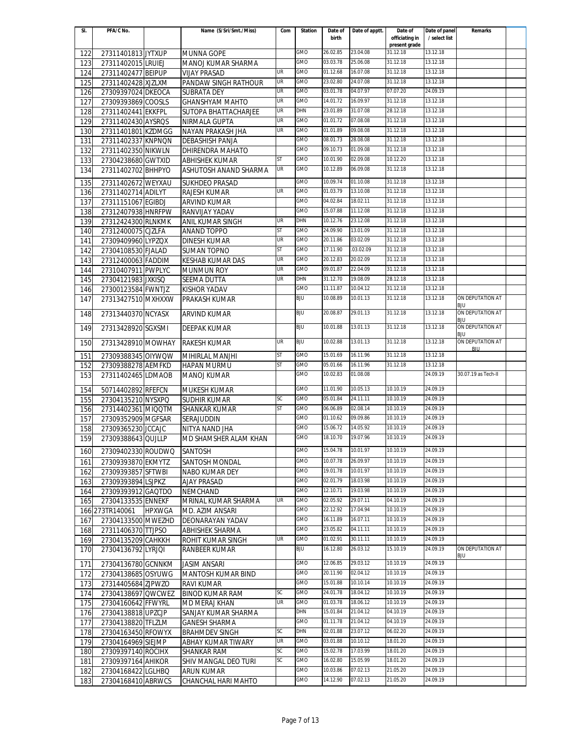| Sl. | PFA/C No. | | Name (S/Sri/Smt./Miss) | Com | Station | Date of birth | Date of apptt. | Date of officiating in present grade | Date of panel / select list | Remarks |
|---|---|---|---|---|---|---|---|---|---|---|
| 122 | 27311401813 | JYTXUP | MUNNA GOPE | | GMO | 26.02.85 | 23.04.08 | 31.12.18 | 13.12.18 | |
| 123 | 27311402015 | LRUIEJ | MANOJ KUMAR SHARMA | | GMO | 03.03.78 | 25.06.08 | 31.12.18 | 13.12.18 | |
| 124 | 27311402477 | BEIPUP | VIJAY PRASAD | UR | GMO | 01.12.68 | 16.07.08 | 31.12.18 | 13.12.18 | |
| 125 | 27311402428 | XJZLXM | PANDAW SINGH RATHOUR | UR | GMO | 23.02.80 | 24.07.08 | 31.12.18 | 13.12.18 | |
| 126 | 27309397024 | DKEOCA | SUBRATA DEY | UR | GMO | 03.01.78 | 04.07.97 | 07.07.20 | 24.09.19 | |
| 127 | 27309393869 | COOSLS | GHANSHYAM MAHTO | UR | GMO | 14.01.72 | 16.09.97 | 31.12.18 | 13.12.18 | |
| 128 | 27311402441 | EKKFPL | SUTOPA BHATTACHARJEE | UR | DHN | 23.01.89 | 31.07.08 | 28.12.18 | 13.12.18 | |
| 129 | 27311402430 | AYSRQS | NIRMALA GUPTA | UR | GMO | 01.01.72 | 07.08.08 | 31.12.18 | 13.12.18 | |
| 130 | 27311401801 | KZDMGG | NAYAN PRAKASH JHA | UR | GMO | 01.01.89 | 09.08.08 | 31.12.18 | 13.12.18 | |
| 131 | 27311402337 | KNPNQN | DEBASHISH PANJA | | GMO | 08.01.73 | 28.08.08 | 31.12.18 | 13.12.18 | |
| 132 | 27311402350 | NIKWLN | DHIRENDRA MAHATO | | GMO | 09.10.73 | 01.09.08 | 31.12.18 | 13.12.18 | |
| 133 | 27304238680 | GWTXID | ABHISHEK KUMAR | ST | GMO | 10.01.90 | 02.09.08 | 10.12.20 | 13.12.18 | |
| 134 | 27311402702 | BHHPYO | ASHUTOSH ANAND SHARMA | UR | GMO | 10.12.89 | 06.09.08 | 31.12.18 | 13.12.18 | |
| 135 | 27311402672 | WEYXAU | SUKHDEO PRASAD | | GMO | 10.09.74 | 01.10.08 | 31.12.18 | 13.12.18 | |
| 136 | 27311402714 | ADILYT | RAJESH KUMAR | UR | GMO | 01.03.79 | 13.10.08 | 31.12.18 | 13.12.18 | |
| 137 | 27311151067 | EGIBDJ | ARVIND KUMAR | | GMO | 04.02.84 | 18.02.11 | 31.12.18 | 13.12.18 | |
| 138 | 27312407938 | HNRFPW | RANVIJAY YADAV | | GMO | 15.07.88 | 11.12.08 | 31.12.18 | 13.12.18 | |
| 139 | 27312424300 | RLNKMK | ANIL KUMAR SINGH | UR | DHN | 10.12.76 | 23.12.08 | 31.12.18 | 13.12.18 | |
| 140 | 27312400075 | CJZLFA | ANAND TOPPO | ST | GMO | 24.09.90 | 13.01.09 | 31.12.18 | 13.12.18 | |
| 141 | 27309409960 | LYPZQX | DINESH KUMAR | UR | GMO | 20.11.86 | 03.02.09 | 31.12.18 | 13.12.18 | |
| 142 | 27304108530 | FJALAD | SUMAN TOPNO | ST | GMO | 17.11.90 | .03.02.09 | 31.12.18 | 13.12.18 | |
| 143 | 27312400063 | FADDIM | KESHAB KUMAR DAS | UR | GMO | 20.12.83 | 20.02.09 | 31.12.18 | 13.12.18 | |
| 144 | 27310407911 | PWPLYC | MUNMUN ROY | UR | GMO | 09.01.87 | 22.04.09 | 31.12.18 | 13.12.18 | |
| 145 | 27304121983 | JXKISQ | SEEMA DUTTA | UR | DHN | 31.12.70 | 19.08.09 | 28.12.18 | 13.12.18 | |
| 146 | 27300123584 | FWNTJZ | KISHOR YADAV | | GMO | 11.11.87 | 10.04.12 | 31.12.18 | 13.12.18 | |
| 147 | 27313427510 | MXHXXW | PRAKASH KUMAR | | BJU | 10.08.89 | 10.01.13 | 31.12.18 | 13.12.18 | ON DEPUTATION AT BJU |
| 148 | 27313440370 | NCYASX | ARVIND KUMAR | | BJU | 20.08.87 | 29.01.13 | 31.12.18 | 13.12.18 | ON DEPUTATION AT BJU |
| 149 | 27313428920 | SGXSMI | DEEPAK KUMAR | | BJU | 10.01.88 | 13.01.13 | 31.12.18 | 13.12.18 | ON DEPUTATION AT BJU |
| 150 | 27313428910 | MOWHAY | RAKESH KUMAR | UR | BJU | 10.02.88 | 13.01.13 | 31.12.18 | 13.12.18 | ON DEPUTATION AT BJU |
| 151 | 27309388345 | OIYWQW | MIHIRLAL MANJHI | ST | GMO | 15.01.69 | 16.11.96 | 31.12.18 | 13.12.18 | |
| 152 | 27309388278 | AEMFKD | HAPAN MURMU | ST | GMO | 05.01.66 | 16.11.96 | 31.12.18 | 13.12.18 | |
| 153 | 27311402465 | LDMAOB | MANOJ KUMAR | | GMO | 10.02.83 | 01.08.08 | | 24.09.19 | 30.07.19 as Tech-II |
| 154 | 50714402892 | RFEFCN | MUKESH KUMAR | | GMO | 11.01.90 | 10.05.13 | 10.10.19 | 24.09.19 | |
| 155 | 27304135210 | NYSXPQ | SUDHIR KUMAR | SC | GMO | 05.01.84 | 24.11.11 | 10.10.19 | 24.09.19 | |
| 156 | 27314402361 | MIQQTM | SHANKAR KUMAR | ST | GMO | 06.06.89 | 02.08.14 | 10.10.19 | 24.09.19 | |
| 157 | 27309352909 | MGFSAR | SERAJUDDIN | | GMO | 01.10.62 | 09.09.86 | 10.10.19 | 24.09.19 | |
| 158 | 27309365230 | JCCAJC | NITYA NAND JHA | | GMO | 15.06.72 | 14.05.92 | 10.10.19 | 24.09.19 | |
| 159 | 27309388643 | QUJLLP | MD SHAMSHER ALAM KHAN | | GMO | 18.10.70 | 19.07.96 | 10.10.19 | 24.09.19 | |
| 160 | 27309402330 | ROUDWQ | SANTOSH | | GMO | 15.04.78 | 10.01.97 | 10.10.19 | 24.09.19 | |
| 161 | 27309393870 | EKMYTZ | SANTOSH MONDAL | | GMO | 10.07.78 | 26.09.97 | 10.10.19 | 24.09.19 | |
| 162 | 27309393857 | SFTWBI | NABO KUMAR DEY | | GMO | 19.01.78 | 10.01.97 | 10.10.19 | 24.09.19 | |
| 163 | 27309393894 | LSJPKZ | AJAY PRASAD | | GMO | 02.01.79 | 18.03.98 | 10.10.19 | 24.09.19 | |
| 164 | 27309393912 | GAQTDO | NEMCHAND | | GMO | 12.10.71 | 19.03.98 | 10.10.19 | 24.09.19 | |
| 165 | 27304133535 | ENNEKF | MRINAL KUMAR SHARMA | UR | GMO | 02.05.92 | 29.07.11 | 04.10.19 | 24.09.19 | |
| 166 | 273TR140061 | HPXWGA | MD. AZIM ANSARI | | GMO | 22.12.92 | 17.04.94 | 10.10.19 | 24.09.19 | |
| 167 | 27304133500 | MWEZHD | DEONARAYAN YADAV | | GMO | 16.11.89 | 16.07.11 | 10.10.19 | 24.09.19 | |
| 168 | 27311406370 | TTJPSO | ABHISHEK SHARMA | | GMO | 23.05.82 | 04.11.11 | 10.10.19 | 24.09.19 | |
| 169 | 27304135209 | CAHKKH | ROHIT KUMAR SINGH | UR | GMO | 01.02.91 | 30.11.11 | 10.10.19 | 24.09.19 | |
| 170 | 27304136792 | LYRJQI | RANBEER KUMAR | | BJU | 16.12.80 | 26.03.12 | 15.10.19 | 24.09.19 | ON DEPUTATION AT BJU |
| 171 | 27304136780 | GCNNKM | JASIM ANSARI | | GMO | 12.06.85 | 29.03.12 | 10.10.19 | 24.09.19 | |
| 172 | 27304138685 | OSYUWG | MANTOSH KUMAR BIND | | GMO | 20.11.90 | 02.04.12 | 10.10.19 | 24.09.19 | |
| 173 | 27314405684 | ZJPWZO | RAVI KUMAR | | GMO | 15.01.88 | 10.10.14 | 10.10.19 | 24.09.19 | |
| 174 | 27304138697 | QWCWEZ | BINOD KUMAR RAM | SC | GMO | 24.01.78 | 18.04.12 | 10.10.19 | 24.09.19 | |
| 175 | 27304160642 | FFWYRL | MD MERAJ KHAN | UR | GMO | 01.03.78 | 18.06.12 | 10.10.19 | 24.09.19 | |
| 176 | 27304138818 | UPZCJP | SANJAY KUMAR SHARMA | | DHN | 15.01.84 | 21.04.12 | 04.10.19 | 24.09.19 | |
| 177 | 27304138820 | TFLZLM | GANESH SHARMA | | GMO | 01.11.78 | 21.04.12 | 04.10.19 | 24.09.19 | |
| 178 | 27304163450 | RFOWYX | BRAHMDEV SINGH | SC | DHN | 02.01.88 | 23.07.12 | 06.02.20 | 24.09.19 | |
| 179 | 27304164969 | SIEJMP | ABHAY KUMAR TIWARY | UR | GMO | 03.01.88 | 10.10.12 | 18.01.20 | 24.09.19 | |
| 180 | 27309397140 | ROCIHX | SHANKAR RAM | SC | GMO | 15.02.78 | 17.03.99 | 18.01.20 | 24.09.19 | |
| 181 | 27309397164 | AHIKOR | SHIV MANGAL DEO TURI | SC | GMO | 16.02.80 | 15.05.99 | 18.01.20 | 24.09.19 | |
| 182 | 27304168422 | LGLHBQ | ARUN KUMAR | | GMO | 10.03.86 | 07.02.13 | 21.05.20 | 24.09.19 | |
| 183 | 27304168410 | ABRWCS | CHANCHAL HARI MAHTO | | GMO | 14.12.90 | 07.02.13 | 21.05.20 | 24.09.19 | |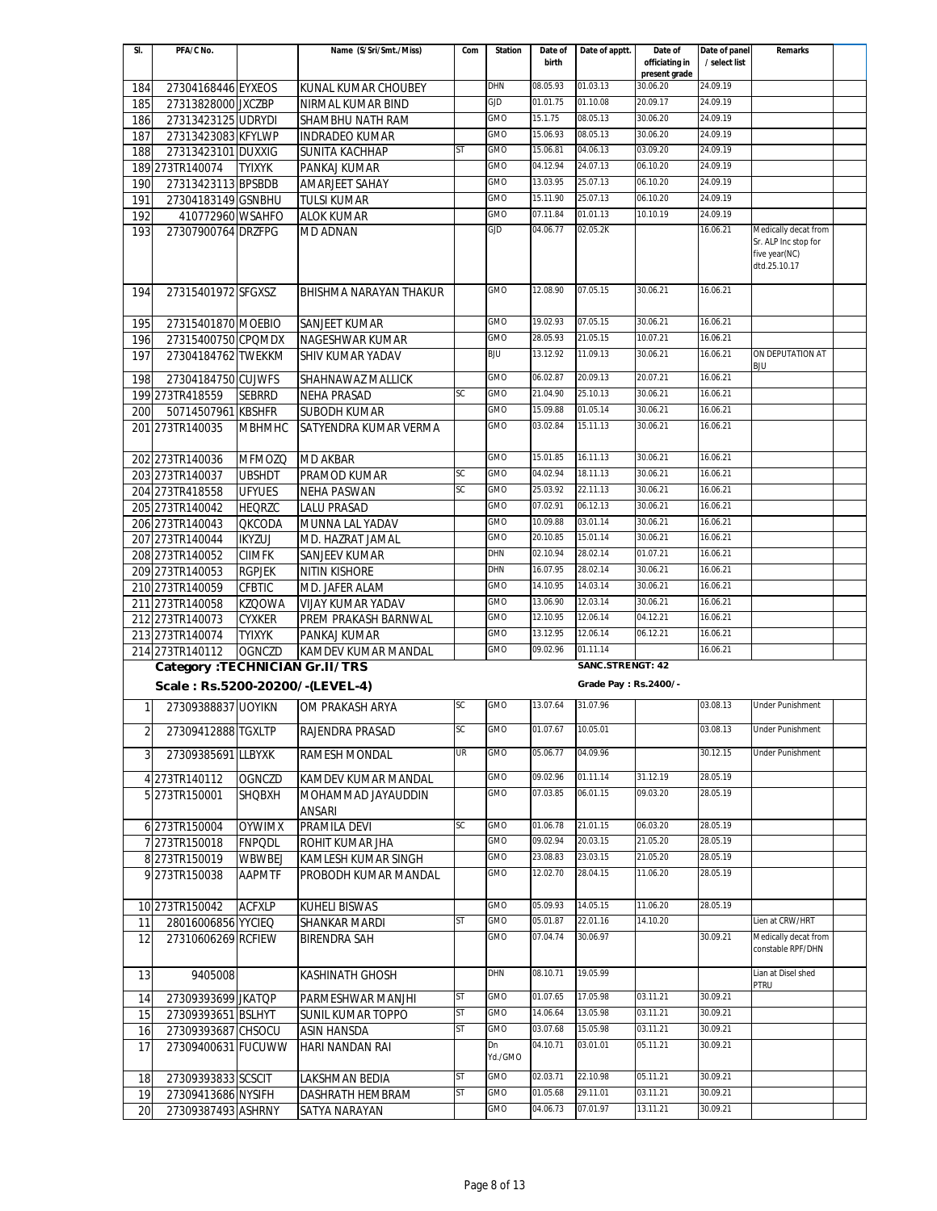| Sl. | PFA/C No. | | Name (S/Sri/Smt./Miss) | Com | Station | Date of birth | Date of apptt. | Date of officiating in present grade | Date of panel / select list | Remarks | |
|---|---|---|---|---|---|---|---|---|---|---|---|
| 184 | 27304168446 | EYXEOS | KUNAL KUMAR CHOUBEY | | DHN | 08.05.93 | 01.03.13 | 30.06.20 | 24.09.19 | | |
| 185 | 27313828000 | JXCZBP | NIRMAL KUMAR BIND | | GJD | 01.01.75 | 01.10.08 | 20.09.17 | 24.09.19 | | |
| 186 | 27313423125 | UDRYDI | SHAMBHU NATH RAM | | GMO | 15.1.75 | 08.05.13 | 30.06.20 | 24.09.19 | | |
| 187 | 27313423083 | KFYLWP | INDRADEO KUMAR | | GMO | 15.06.93 | 08.05.13 | 30.06.20 | 24.09.19 | | |
| 188 | 27313423101 | DUXXIG | SUNITA KACHHAP | ST | GMO | 15.06.81 | 04.06.13 | 03.09.20 | 24.09.19 | | |
| 189 | 273TR140074 | TYIXYK | PANKAJ KUMAR | | GMO | 04.12.94 | 24.07.13 | 06.10.20 | 24.09.19 | | |
| 190 | 27313423113 | BPSBDB | AMARJEET SAHAY | | GMO | 13.03.95 | 25.07.13 | 06.10.20 | 24.09.19 | | |
| 191 | 27304183149 | GSNBHU | TULSI KUMAR | | GMO | 15.11.90 | 25.07.13 | 06.10.20 | 24.09.19 | | |
| 192 | 410772960 | WSAHFO | ALOK KUMAR | | GMO | 07.11.84 | 01.01.13 | 10.10.19 | 24.09.19 | | |
| 193 | 27307900764 | DRZFPG | MD ADNAN | | GJD | 04.06.77 | 02.05.2K | | 16.06.21 | Medically decat from Sr. ALP Inc stop for five year(NC) dtd.25.10.17 | |
| 194 | 27315401972 | SFGXSZ | BHISHMA NARAYAN THAKUR | | GMO | 12.08.90 | 07.05.15 | 30.06.21 | 16.06.21 | | |
| 195 | 27315401870 | MOEBIO | SANJEET KUMAR | | GMO | 19.02.93 | 07.05.15 | 30.06.21 | 16.06.21 | | |
| 196 | 27315400750 | CPQMDX | NAGESHWAR KUMAR | | GMO | 28.05.93 | 21.05.15 | 10.07.21 | 16.06.21 | | |
| 197 | 27304184762 | TWEKKM | SHIV KUMAR YADAV | | BJU | 13.12.92 | 11.09.13 | 30.06.21 | 16.06.21 | ON DEPUTATION AT BJU | |
| 198 | 27304184750 | CUJWFS | SHAHNAWAZ MALLICK | | GMO | 06.02.87 | 20.09.13 | 20.07.21 | 16.06.21 | | |
| 199 | 273TR418559 | SEBRRD | NEHA PRASAD | SC | GMO | 21.04.90 | 25.10.13 | 30.06.21 | 16.06.21 | | |
| 200 | 50714507961 | KBSHFR | SUBODH KUMAR | | GMO | 15.09.88 | 01.05.14 | 30.06.21 | 16.06.21 | | |
| 201 | 273TR140035 | MBHMHC | SATYENDRA KUMAR VERMA | | GMO | 03.02.84 | 15.11.13 | 30.06.21 | 16.06.21 | | |
| 202 | 273TR140036 | MFMOZQ | MD AKBAR | | GMO | 15.01.85 | 16.11.13 | 30.06.21 | 16.06.21 | | |
| 203 | 273TR140037 | UBSHDT | PRAMOD KUMAR | SC | GMO | 04.02.94 | 18.11.13 | 30.06.21 | 16.06.21 | | |
| 204 | 273TR418558 | UFYUES | NEHA PASWAN | SC | GMO | 25.03.92 | 22.11.13 | 30.06.21 | 16.06.21 | | |
| 205 | 273TR140042 | HEQRZC | LALU PRASAD | | GMO | 07.02.91 | 06.12.13 | 30.06.21 | 16.06.21 | | |
| 206 | 273TR140043 | QKCODA | MUNNA LAL YADAV | | GMO | 10.09.88 | 03.01.14 | 30.06.21 | 16.06.21 | | |
| 207 | 273TR140044 | IKYZUJ | MD. HAZRAT JAMAL | | GMO | 20.10.85 | 15.01.14 | 30.06.21 | 16.06.21 | | |
| 208 | 273TR140052 | CIIMFK | SANJEEV KUMAR | | DHN | 02.10.94 | 28.02.14 | 01.07.21 | 16.06.21 | | |
| 209 | 273TR140053 | RGPJEK | NITIN KISHORE | | DHN | 16.07.95 | 28.02.14 | 30.06.21 | 16.06.21 | | |
| 210 | 273TR140059 | CFBTIC | MD. JAFER ALAM | | GMO | 14.10.95 | 14.03.14 | 30.06.21 | 16.06.21 | | |
| 211 | 273TR140058 | KZQOWA | VIJAY KUMAR YADAV | | GMO | 13.06.90 | 12.03.14 | 30.06.21 | 16.06.21 | | |
| 212 | 273TR140073 | CYXKER | PREM PRAKASH BARNWAL | | GMO | 12.10.95 | 12.06.14 | 04.12.21 | 16.06.21 | | |
| 213 | 273TR140074 | TYIXYK | PANKAJ KUMAR | | GMO | 13.12.95 | 12.06.14 | 06.12.21 | 16.06.21 | | |
| 214 | 273TR140112 | OGNCZD | KAMDEV KUMAR MANDAL | | GMO | 09.02.96 | 01.11.14 | | 16.06.21 | | |

**Category :TECHNICIAN Gr.II/TRS** — SANC.STRENGT: 42

**Scale : Rs.5200-20200/-(LEVEL-4)** — Grade Pay : Rs.2400/-

| Sl. | PFA/C No. | | Name (S/Sri/Smt./Miss) | Com | Station | Date of birth | Date of apptt. | Date of officiating in present grade | Date of panel / select list | Remarks | |
|---|---|---|---|---|---|---|---|---|---|---|---|
| 1 | 27309388837 | UOYIKN | OM PRAKASH ARYA | SC | GMO | 13.07.64 | 31.07.96 | | 03.08.13 | Under Punishment | |
| 2 | 27309412888 | TGXLTP | RAJENDRA PRASAD | SC | GMO | 01.07.67 | 10.05.01 | | 03.08.13 | Under Punishment | |
| 3 | 27309385691 | LLBYXK | RAMESH MONDAL | UR | GMO | 05.06.77 | 04.09.96 | | 30.12.15 | Under Punishment | |
| 4 | 273TR140112 | OGNCZD | KAMDEV KUMAR MANDAL | | GMO | 09.02.96 | 01.11.14 | 31.12.19 | 28.05.19 | | |
| 5 | 273TR150001 | SHQBXH | MOHAMMAD JAYAUDDIN ANSARI | | GMO | 07.03.85 | 06.01.15 | 09.03.20 | 28.05.19 | | |
| 6 | 273TR150004 | OYWIMX | PRAMILA DEVI | SC | GMO | 01.06.78 | 21.01.15 | 06.03.20 | 28.05.19 | | |
| 7 | 273TR150018 | FNPQDL | ROHIT KUMAR JHA | | GMO | 09.02.94 | 20.03.15 | 21.05.20 | 28.05.19 | | |
| 8 | 273TR150019 | WBWBEJ | KAMLESH KUMAR SINGH | | GMO | 23.08.83 | 23.03.15 | 21.05.20 | 28.05.19 | | |
| 9 | 273TR150038 | AAPMTF | PROBODH KUMAR MANDAL | | GMO | 12.02.70 | 28.04.15 | 11.06.20 | 28.05.19 | | |
| 10 | 273TR150042 | ACFXLP | KUHELI BISWAS | | GMO | 05.09.93 | 14.05.15 | 11.06.20 | 28.05.19 | | |
| 11 | 28016006856 | YYCIEQ | SHANKAR MARDI | ST | GMO | 05.01.87 | 22.01.16 | 14.10.20 | | Lien at CRW/HRT | |
| 12 | 27310606269 | RCFIEW | BIRENDRA SAH | | GMO | 07.04.74 | 30.06.97 | | 30.09.21 | Medically decat from constable RPF/DHN | |
| 13 | 9405008 | | KASHINATH GHOSH | | DHN | 08.10.71 | 19.05.99 | | | Lian at Disel shed PTRU | |
| 14 | 27309393699 | JKATQP | PARMESHWAR MANJHI | ST | GMO | 01.07.65 | 17.05.98 | 03.11.21 | 30.09.21 | | |
| 15 | 27309393651 | BSLHYT | SUNIL KUMAR TOPPO | ST | GMO | 14.06.64 | 13.05.98 | 03.11.21 | 30.09.21 | | |
| 16 | 27309393687 | CHSOCU | ASIN HANSDA | ST | GMO | 03.07.68 | 15.05.98 | 03.11.21 | 30.09.21 | | |
| 17 | 27309400631 | FUCUWW | HARI NANDAN RAI | | Dn Yd./GMO | 04.10.71 | 03.01.01 | 05.11.21 | 30.09.21 | | |
| 18 | 27309393833 | SCSCIT | LAKSHMAN BEDIA | ST | GMO | 02.03.71 | 22.10.98 | 05.11.21 | 30.09.21 | | |
| 19 | 27309413686 | NYSIFH | DASHRATH HEMBRAM | ST | GMO | 01.05.68 | 29.11.01 | 03.11.21 | 30.09.21 | | |
| 20 | 27309387493 | ASHRNY | SATYA NARAYAN | | GMO | 04.06.73 | 07.01.97 | 13.11.21 | 30.09.21 | | |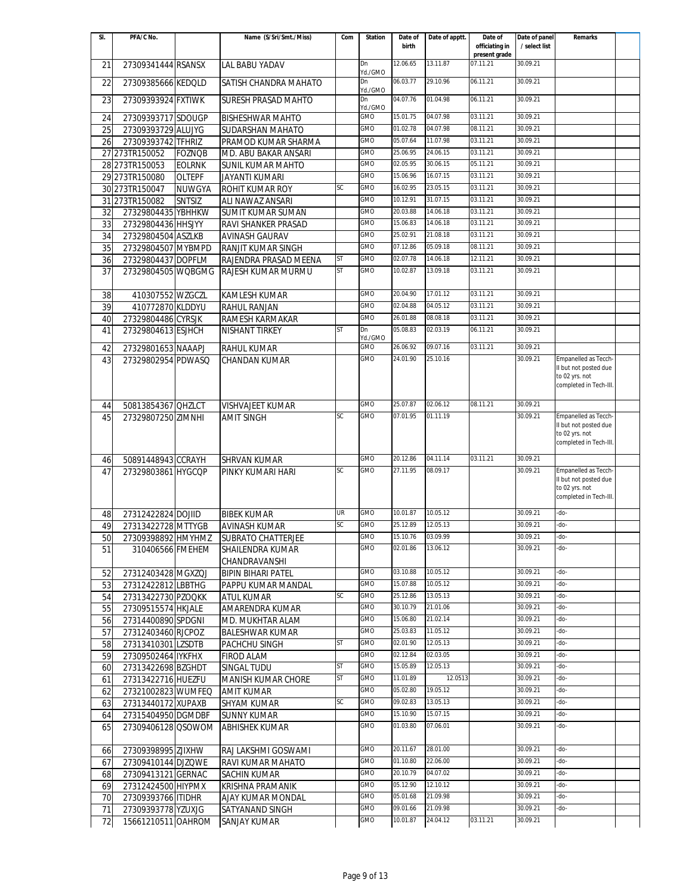| Sl. | PFA/C No. | | Name (S/Sri/Smt./Miss) | Com | Station | Date of birth | Date of apptt. | Date of officiating in present grade | Date of panel / select list | Remarks | |
|---|---|---|---|---|---|---|---|---|---|---|---|
| 21 | 27309341444 | RSANSX | LAL BABU YADAV | | Dn Yd./GMO | 12.06.65 | 13.11.87 | 07.11.21 | 30.09.21 | | |
| 22 | 27309385666 | KEDQLD | SATISH CHANDRA MAHATO | | Dn Yd./GMO | 06.03.77 | 29.10.96 | 06.11.21 | 30.09.21 | | |
| 23 | 27309393924 | FXTIWK | SURESH PRASAD MAHTO | | Dn Yd./GMO | 04.07.76 | 01.04.98 | 06.11.21 | 30.09.21 | | |
| 24 | 27309393717 | SDOUGP | BISHESHWAR MAHTO | | GMO | 15.01.75 | 04.07.98 | 03.11.21 | 30.09.21 | | |
| 25 | 27309393729 | ALUJYG | SUDARSHAN MAHATO | | GMO | 01.02.78 | 04.07.98 | 08.11.21 | 30.09.21 | | |
| 26 | 27309393742 | TFHRIZ | PRAMOD KUMAR SHARMA | | GMO | 05.07.64 | 11.07.98 | 03.11.21 | 30.09.21 | | |
| 27 | 273TR150052 | FOZNQB | MD. ABU BAKAR ANSARI | | GMO | 25.06.95 | 24.06.15 | 03.11.21 | 30.09.21 | | |
| 28 | 273TR150053 | EOLRNK | SUNIL KUMAR MAHTO | | GMO | 02.05.95 | 30.06.15 | 05.11.21 | 30.09.21 | | |
| 29 | 273TR150080 | OLTEPF | JAYANTI KUMARI | | GMO | 15.06.96 | 16.07.15 | 03.11.21 | 30.09.21 | | |
| 30 | 273TR150047 | NUWGYA | ROHIT KUMAR ROY | SC | GMO | 16.02.95 | 23.05.15 | 03.11.21 | 30.09.21 | | |
| 31 | 273TR150082 | SNTSIZ | ALI NAWAZ ANSARI | | GMO | 10.12.91 | 31.07.15 | 03.11.21 | 30.09.21 | | |
| 32 | 27329804435 | YBHHKW | SUMIT KUMAR SUMAN | | GMO | 20.03.88 | 14.06.18 | 03.11.21 | 30.09.21 | | |
| 33 | 27329804436 | HHSJYY | RAVI SHANKER PRASAD | | GMO | 15.06.83 | 14.06.18 | 03.11.21 | 30.09.21 | | |
| 34 | 27329804504 | ASZLKB | AVINASH GAURAV | | GMO | 25.02.91 | 21.08.18 | 03.11.21 | 30.09.21 | | |
| 35 | 27329804507 | MYBMPD | RANJIT KUMAR SINGH | | GMO | 07.12.86 | 05.09.18 | 08.11.21 | 30.09.21 | | |
| 36 | 27329804437 | DOPFLM | RAJENDRA PRASAD MEENA | ST | GMO | 02.07.78 | 14.06.18 | 12.11.21 | 30.09.21 | | |
| 37 | 27329804505 | WQBGMG | RAJESH KUMAR MURMU | ST | GMO | 10.02.87 | 13.09.18 | 03.11.21 | 30.09.21 | | |
| 38 | 410307552 | WZGCZL | KAMLESH KUMAR | | GMO | 20.04.90 | 17.01.12 | 03.11.21 | 30.09.21 | | |
| 39 | 410772870 | KLDDYU | RAHUL RANJAN | | GMO | 02.04.88 | 04.05.12 | 03.11.21 | 30.09.21 | | |
| 40 | 27329804486 | CYRSJK | RAMESH KARMAKAR | | GMO | 26.01.88 | 08.08.18 | 03.11.21 | 30.09.21 | | |
| 41 | 27329804613 | ESJHCH | NISHANT TIRKEY | ST | Dn Yd./GMO | 05.08.83 | 02.03.19 | 06.11.21 | 30.09.21 | | |
| 42 | 27329801653 | NAAAPJ | RAHUL KUMAR | | GMO | 26.06.92 | 09.07.16 | 03.11.21 | 30.09.21 | | |
| 43 | 27329802954 | PDWASQ | CHANDAN KUMAR | | GMO | 24.01.90 | 25.10.16 | | 30.09.21 | Empanelled as Tecch-II but not posted due to 02 yrs. not completed in Tech-III. | |
| 44 | 50813854367 | QHZLCT | VISHVAJEET KUMAR | | GMO | 25.07.87 | 02.06.12 | 08.11.21 | 30.09.21 | | |
| 45 | 27329807250 | ZIMNHI | AMIT SINGH | SC | GMO | 07.01.95 | 01.11.19 | | 30.09.21 | Empanelled as Tecch-II but not posted due to 02 yrs. not completed in Tech-III. | |
| 46 | 50891448943 | CCRAYH | SHRVAN KUMAR | | GMO | 20.12.86 | 04.11.14 | 03.11.21 | 30.09.21 | | |
| 47 | 27329803861 | HYGCQP | PINKY KUMARI HARI | SC | GMO | 27.11.95 | 08.09.17 | | 30.09.21 | Empanelled as Tecch-II but not posted due to 02 yrs. not completed in Tech-III. | |
| 48 | 27312422824 | DOJIID | BIBEK KUMAR | UR | GMO | 10.01.87 | 10.05.12 | | 30.09.21 | -do- | |
| 49 | 27313422728 | MTTYGB | AVINASH KUMAR | SC | GMO | 25.12.89 | 12.05.13 | | 30.09.21 | -do- | |
| 50 | 27309398892 | HMYHMZ | SUBRATO CHATTERJEE | | GMO | 15.10.76 | 03.09.99 | | 30.09.21 | -do- | |
| 51 | 310406566 | FMEHEM | SHAILENDRA KUMAR CHANDRAVANSHI | | GMO | 02.01.86 | 13.06.12 | | 30.09.21 | -do- | |
| 52 | 27312403428 | MGXZQJ | BIPIN BIHARI PATEL | | GMO | 03.10.88 | 10.05.12 | | 30.09.21 | -do- | |
| 53 | 27312422812 | LBBTHG | PAPPU KUMAR MANDAL | | GMO | 15.07.88 | 10.05.12 | | 30.09.21 | -do- | |
| 54 | 27313422730 | PZOQKK | ATUL KUMAR | SC | GMO | 25.12.86 | 13.05.13 | | 30.09.21 | -do- | |
| 55 | 27309515574 | HKJALE | AMARENDRA KUMAR | | GMO | 30.10.79 | 21.01.06 | | 30.09.21 | -do- | |
| 56 | 27314400890 | SPDGNI | MD. MUKHTAR ALAM | | GMO | 15.06.80 | 21.02.14 | | 30.09.21 | -do- | |
| 57 | 27312403460 | RJCPOZ | BALESHWAR KUMAR | | GMO | 25.03.83 | 11.05.12 | | 30.09.21 | -do- | |
| 58 | 27313410301 | LZSDTB | PACHCHU SINGH | ST | GMO | 02.01.90 | 12.05.13 | | 30.09.21 | -do- | |
| 59 | 27309502464 | IYKFHX | FIROD ALAM | | GMO | 02.12.84 | 02.03.05 | | 30.09.21 | -do- | |
| 60 | 27313422698 | BZGHDT | SINGAL TUDU | ST | GMO | 15.05.89 | 12.05.13 | | 30.09.21 | -do- | |
| 61 | 27313422716 | HUEZFU | MANISH KUMAR CHORE | ST | GMO | 11.01.89 | 12.0513 | | 30.09.21 | -do- | |
| 62 | 27321002823 | WUMFEQ | AMIT KUMAR | | GMO | 05.02.80 | 19.05.12 | | 30.09.21 | -do- | |
| 63 | 27313440172 | XUPAXB | SHYAM KUMAR | SC | GMO | 09.02.83 | 13.05.13 | | 30.09.21 | -do- | |
| 64 | 27315404950 | DGMDBF | SUNNY KUMAR | | GMO | 15.10.90 | 15.07.15 | | 30.09.21 | -do- | |
| 65 | 27309406128 | QSOWOM | ABHISHEK KUMAR | | GMO | 01.03.80 | 07.06.01 | | 30.09.21 | -do- | |
| 66 | 27309398995 | ZJIXHW | RAJ LAKSHMI GOSWAMI | | GMO | 20.11.67 | 28.01.00 | | 30.09.21 | -do- | |
| 67 | 27309410144 | DJZQWE | RAVI KUMAR MAHATO | | GMO | 01.10.80 | 22.06.00 | | 30.09.21 | -do- | |
| 68 | 27309413121 | GERNAC | SACHIN KUMAR | | GMO | 20.10.79 | 04.07.02 | | 30.09.21 | -do- | |
| 69 | 27312424500 | HIYPMX | KRISHNA PRAMANIK | | GMO | 05.12.90 | 12.10.12 | | 30.09.21 | -do- | |
| 70 | 27309393766 | ITIDHR | AJAY KUMAR MONDAL | | GMO | 05.01.68 | 21.09.98 | | 30.09.21 | -do- | |
| 71 | 27309393778 | YZUXJG | SATYANAND SINGH | | GMO | 09.01.66 | 21.09.98 | | 30.09.21 | -do- | |
| 72 | 15661210511 | OAHROM | SANJAY KUMAR | | GMO | 10.01.87 | 24.04.12 | 03.11.21 | 30.09.21 | | |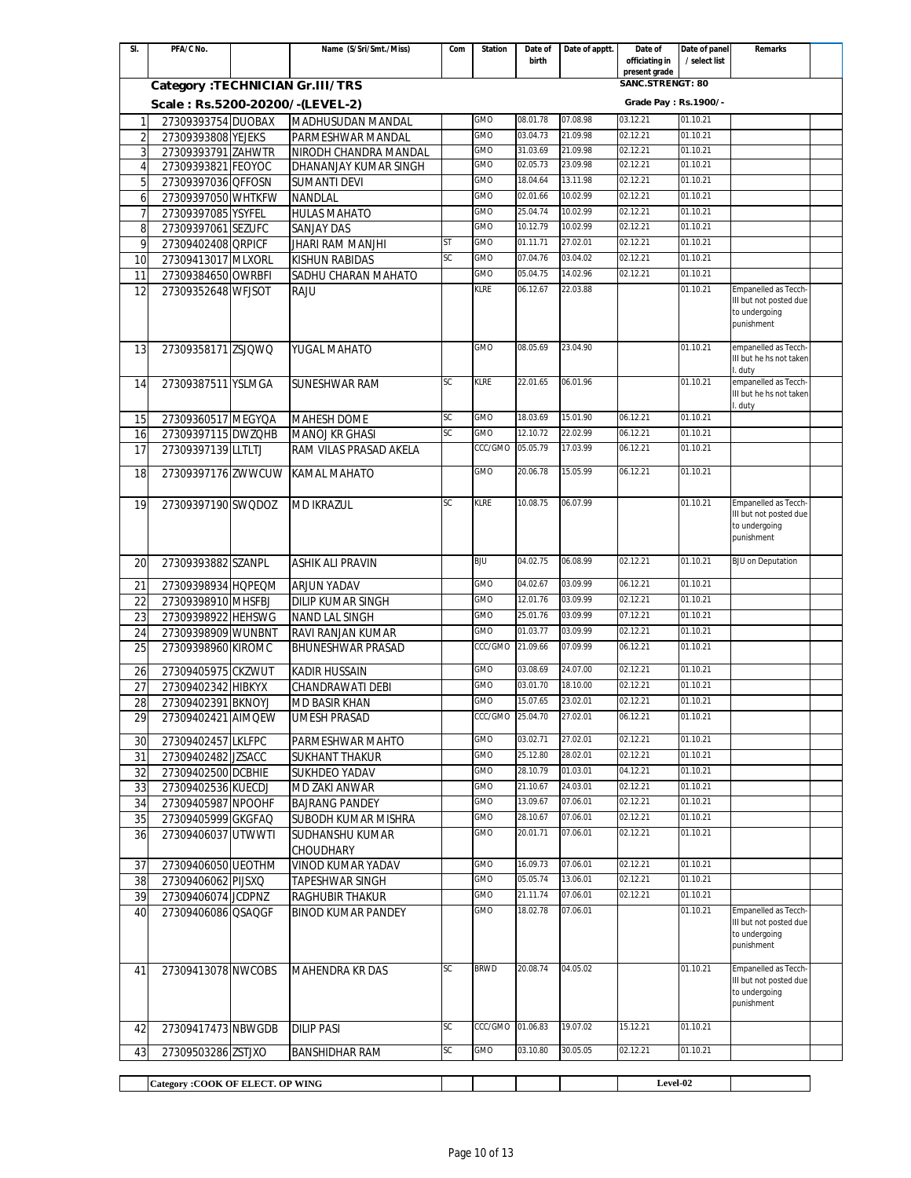| Sl. | PFA/C No. | | Name (S/Sri/Smt./Miss) | Com | Station | Date of birth | Date of apptt. | Date of officiating in present grade | Date of panel / select list | Remarks |
|---|---|---|---|---|---|---|---|---|---|---|
| | **Category :TECHNICIAN Gr.III/TRS** | | | | | | | **SANC.STRENGT: 80** | | |
| | **Scale : Rs.5200-20200/-(LEVEL-2)** | | | | | | | **Grade Pay : Rs.1900/-** | | |
| 1 | 27309393754 | DUOBAX | MADHUSUDAN MANDAL | | GMO | 08.01.78 | 07.08.98 | 03.12.21 | 01.10.21 | |
| 2 | 27309393808 | YEJEKS | PARMESHWAR MANDAL | | GMO | 03.04.73 | 21.09.98 | 02.12.21 | 01.10.21 | |
| 3 | 27309393791 | ZAHWTR | NIRODH CHANDRA MANDAL | | GMO | 31.03.69 | 21.09.98 | 02.12.21 | 01.10.21 | |
| 4 | 27309393821 | FEOYOC | DHANANJAY KUMAR SINGH | | GMO | 02.05.73 | 23.09.98 | 02.12.21 | 01.10.21 | |
| 5 | 27309397036 | QFFOSN | SUMANTI DEVI | | GMO | 18.04.64 | 13.11.98 | 02.12.21 | 01.10.21 | |
| 6 | 27309397050 | WHTKFW | NANDLAL | | GMO | 02.01.66 | 10.02.99 | 02.12.21 | 01.10.21 | |
| 7 | 27309397085 | YSYFEL | HULAS MAHATO | | GMO | 25.04.74 | 10.02.99 | 02.12.21 | 01.10.21 | |
| 8 | 27309397061 | SEZUFC | SANJAY DAS | | GMO | 10.12.79 | 10.02.99 | 02.12.21 | 01.10.21 | |
| 9 | 27309402408 | QRPICF | JHARI RAM MANJHI | ST | GMO | 01.11.71 | 27.02.01 | 02.12.21 | 01.10.21 | |
| 10 | 27309413017 | MLXORL | KISHUN RABIDAS | SC | GMO | 07.04.76 | 03.04.02 | 02.12.21 | 01.10.21 | |
| 11 | 27309384650 | OWRBFI | SADHU CHARAN MAHATO | | GMO | 05.04.75 | 14.02.96 | 02.12.21 | 01.10.21 | |
| 12 | 27309352648 | WFJSOT | RAJU | | KLRE | 06.12.67 | 22.03.88 | | 01.10.21 | Empanelled as Tecch-III but not posted due to undergoing punishment |
| 13 | 27309358171 | ZSJQWQ | YUGAL MAHATO | | GMO | 08.05.69 | 23.04.90 | | 01.10.21 | empanelled as Tecch-III but he hs not taken l. duty |
| 14 | 27309387511 | YSLMGA | SUNESHWAR RAM | SC | KLRE | 22.01.65 | 06.01.96 | | 01.10.21 | empanelled as Tecch-III but he hs not taken l. duty |
| 15 | 27309360517 | MEGYQA | MAHESH DOME | SC | GMO | 18.03.69 | 15.01.90 | 06.12.21 | 01.10.21 | |
| 16 | 27309397115 | DWZQHB | MANOJ KR GHASI | SC | GMO | 12.10.72 | 22.02.99 | 06.12.21 | 01.10.21 | |
| 17 | 27309397139 | LLTLTJ | RAM VILAS PRASAD AKELA | | CCC/GMO | 05.05.79 | 17.03.99 | 06.12.21 | 01.10.21 | |
| 18 | 27309397176 | ZWWCUW | KAMAL MAHATO | | GMO | 20.06.78 | 15.05.99 | 06.12.21 | 01.10.21 | |
| 19 | 27309397190 | SWQDOZ | MD IKRAZUL | SC | KLRE | 10.08.75 | 06.07.99 | | 01.10.21 | Empanelled as Tecch-III but not posted due to undergoing punishment |
| 20 | 27309393882 | SZANPL | ASHIK ALI PRAVIN | | BJU | 04.02.75 | 06.08.99 | 02.12.21 | 01.10.21 | BJU on Deputation |
| 21 | 27309398934 | HQPEQM | ARJUN YADAV | | GMO | 04.02.67 | 03.09.99 | 06.12.21 | 01.10.21 | |
| 22 | 27309398910 | MHSFBJ | DILIP KUMAR SINGH | | GMO | 12.01.76 | 03.09.99 | 02.12.21 | 01.10.21 | |
| 23 | 27309398922 | HEHSWG | NAND LAL SINGH | | GMO | 25.01.76 | 03.09.99 | 07.12.21 | 01.10.21 | |
| 24 | 27309398909 | WUNBNT | RAVI RANJAN KUMAR | | GMO | 01.03.77 | 03.09.99 | 02.12.21 | 01.10.21 | |
| 25 | 27309398960 | KIROMC | BHUNESHWAR PRASAD | | CCC/GMO | 21.09.66 | 07.09.99 | 06.12.21 | 01.10.21 | |
| 26 | 27309405975 | CKZWUT | KADIR HUSSAIN | | GMO | 03.08.69 | 24.07.00 | 02.12.21 | 01.10.21 | |
| 27 | 27309402342 | HIBKYX | CHANDRAWATI DEBI | | GMO | 03.01.70 | 18.10.00 | 02.12.21 | 01.10.21 | |
| 28 | 27309402391 | BKNOYJ | MD BASIR KHAN | | GMO | 15.07.65 | 23.02.01 | 02.12.21 | 01.10.21 | |
| 29 | 27309402421 | AIMQEW | UMESH PRASAD | | CCC/GMO | 25.04.70 | 27.02.01 | 06.12.21 | 01.10.21 | |
| 30 | 27309402457 | LKLFPC | PARMESHWAR MAHTO | | GMO | 03.02.71 | 27.02.01 | 02.12.21 | 01.10.21 | |
| 31 | 27309402482 | JZSACC | SUKHANT THAKUR | | GMO | 25.12.80 | 28.02.01 | 02.12.21 | 01.10.21 | |
| 32 | 27309402500 | DCBHIE | SUKHDEO YADAV | | GMO | 28.10.79 | 01.03.01 | 04.12.21 | 01.10.21 | |
| 33 | 27309402536 | KUECDJ | MD ZAKI ANWAR | | GMO | 21.10.67 | 24.03.01 | 02.12.21 | 01.10.21 | |
| 34 | 27309405987 | NPOOHF | BAJRANG PANDEY | | GMO | 13.09.67 | 07.06.01 | 02.12.21 | 01.10.21 | |
| 35 | 27309405999 | GKGFAQ | SUBODH KUMAR MISHRA | | GMO | 28.10.67 | 07.06.01 | 02.12.21 | 01.10.21 | |
| 36 | 27309406037 | UTWWTI | SUDHANSHU KUMAR CHOUDHARY | | GMO | 20.01.71 | 07.06.01 | 02.12.21 | 01.10.21 | |
| 37 | 27309406050 | UEOTHM | VINOD KUMAR YADAV | | GMO | 16.09.73 | 07.06.01 | 02.12.21 | 01.10.21 | |
| 38 | 27309406062 | PIJSXQ | TAPESHWAR SINGH | | GMO | 05.05.74 | 13.06.01 | 02.12.21 | 01.10.21 | |
| 39 | 27309406074 | JCDPNZ | RAGHUBIR THAKUR | | GMO | 21.11.74 | 07.06.01 | 02.12.21 | 01.10.21 | |
| 40 | 27309406086 | QSAQGF | BINOD KUMAR PANDEY | | GMO | 18.02.78 | 07.06.01 | | 01.10.21 | Empanelled as Tecch-III but not posted due to undergoing punishment |
| 41 | 27309413078 | NWCOBS | MAHENDRA KR DAS | SC | BRWD | 20.08.74 | 04.05.02 | | 01.10.21 | Empanelled as Tecch-III but not posted due to undergoing punishment |
| 42 | 27309417473 | NBWGDB | DILIP PASI | SC | CCC/GMO | 01.06.83 | 19.07.02 | 15.12.21 | 01.10.21 | |
| 43 | 27309503286 | ZSTJXO | BANSHIDHAR RAM | SC | GMO | 03.10.80 | 30.05.05 | 02.12.21 | 01.10.21 | |

| | Category :COOK OF ELECT. OP WING | | | | | Level-02 | |
|---|---|---|---|---|---|---|---|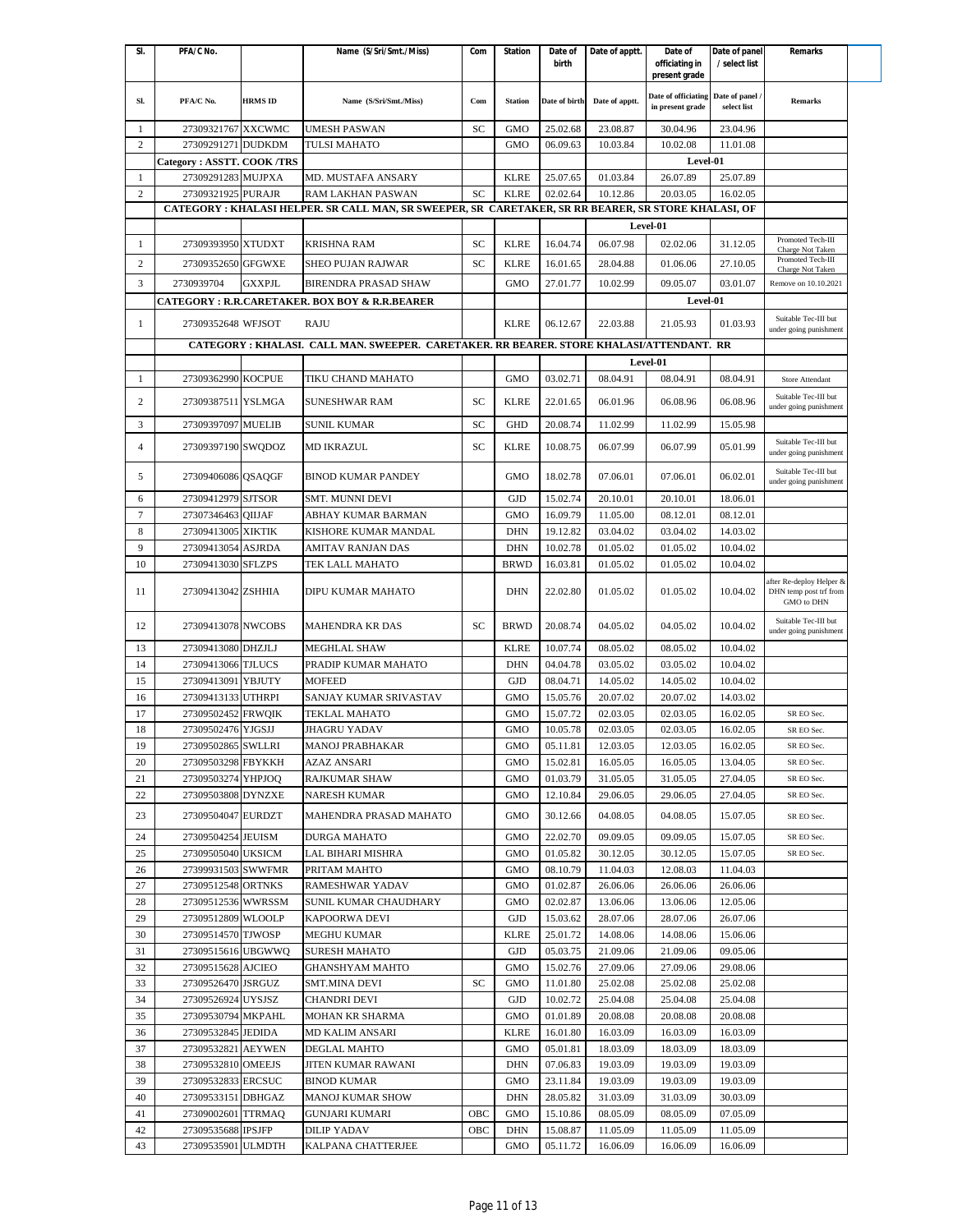| Sl. | PFA/C No. | HRMS ID | Name (S/Sri/Smt./Miss) | Com | Station | Date of birth | Date of apptt. | Date of officiating in present grade | Date of panel / select list | Remarks |
|---|---|---|---|---|---|---|---|---|---|---|
| 1 | 27309321767 | XXCWMC | UMESH PASWAN | SC | GMO | 25.02.68 | 23.08.87 | 30.04.96 | 23.04.96 | |
| 2 | 27309291271 | DUDKDM | TULSI MAHATO | | GMO | 06.09.63 | 10.03.84 | 10.02.08 | 11.01.08 | |
| | Category : ASSTT. COOK /TRS | | | | | | | Level-01 | | |
| 1 | 27309291283 | MUJPXA | MD. MUSTAFA ANSARY | | KLRE | 25.07.65 | 01.03.84 | 26.07.89 | 25.07.89 | |
| 2 | 27309321925 | PURAJR | RAM LAKHAN PASWAN | SC | KLRE | 02.02.64 | 10.12.86 | 20.03.05 | 16.02.05 | |
| | CATEGORY : KHALASI HELPER. SR CALL MAN, SR SWEEPER, SR CARETAKER, SR RR BEARER, SR STORE KHALASI, OF | | | | | | | | | |
| | | | | | | | | Level-01 | | |
| 1 | 27309393950 | XTUDXT | KRISHNA RAM | SC | KLRE | 16.04.74 | 06.07.98 | 02.02.06 | 31.12.05 | Promoted Tech-III Charge Not Taken |
| 2 | 27309352650 | GFGWXE | SHEO PUJAN RAJWAR | SC | KLRE | 16.01.65 | 28.04.88 | 01.06.06 | 27.10.05 | Promoted Tech-III Charge Not Taken |
| 3 | 2730939704 | GXXPJL | BIRENDRA PRASAD SHAW | | GMO | 27.01.77 | 10.02.99 | 09.05.07 | 03.01.07 | Remove on 10.10.2021 |
| | CATEGORY : R.R.CARETAKER. BOX BOY & R.R.BEARER | | | | | | | Level-01 | | |
| 1 | 27309352648 | WFJSOT | RAJU | | KLRE | 06.12.67 | 22.03.88 | 21.05.93 | 01.03.93 | Suitable Tec-III but under going punishment |
| | CATEGORY : KHALASI. CALL MAN. SWEEPER. CARETAKER. RR BEARER. STORE KHALASI/ATTENDANT. RR | | | | | | | | | |
| | | | | | | | | Level-01 | | |
| 1 | 27309362990 | KOCPUE | TIKU CHAND MAHATO | | GMO | 03.02.71 | 08.04.91 | 08.04.91 | 08.04.91 | Store Attendant |
| 2 | 27309387511 | YSLMGA | SUNESHWAR RAM | SC | KLRE | 22.01.65 | 06.01.96 | 06.08.96 | 06.08.96 | Suitable Tec-III but under going punishment |
| 3 | 27309397097 | MUELIB | SUNIL KUMAR | SC | GHD | 20.08.74 | 11.02.99 | 11.02.99 | 15.05.98 | |
| 4 | 27309397190 | SWQDOZ | MD IKRAZUL | SC | KLRE | 10.08.75 | 06.07.99 | 06.07.99 | 05.01.99 | Suitable Tec-III but under going punishment |
| 5 | 27309406086 | QSAQGF | BINOD KUMAR PANDEY | | GMO | 18.02.78 | 07.06.01 | 07.06.01 | 06.02.01 | Suitable Tec-III but under going punishment |
| 6 | 27309412979 | SJTSOR | SMT. MUNNI DEVI | | GJD | 15.02.74 | 20.10.01 | 20.10.01 | 18.06.01 | |
| 7 | 27307346463 | QIIJAF | ABHAY KUMAR BARMAN | | GMO | 16.09.79 | 11.05.00 | 08.12.01 | 08.12.01 | |
| 8 | 27309413005 | XIKTIK | KISHORE KUMAR MANDAL | | DHN | 19.12.82 | 03.04.02 | 03.04.02 | 14.03.02 | |
| 9 | 27309413054 | ASJRDA | AMITAV RANJAN DAS | | DHN | 10.02.78 | 01.05.02 | 01.05.02 | 10.04.02 | |
| 10 | 27309413030 | SFLZPS | TEK LALL MAHATO | | BRWD | 16.03.81 | 01.05.02 | 01.05.02 | 10.04.02 | |
| 11 | 27309413042 | ZSHHIA | DIPU KUMAR MAHATO | | DHN | 22.02.80 | 01.05.02 | 01.05.02 | 10.04.02 | after Re-deploy Helper & DHN temp post trf from GMO to DHN |
| 12 | 27309413078 | NWCOBS | MAHENDRA KR DAS | SC | BRWD | 20.08.74 | 04.05.02 | 04.05.02 | 10.04.02 | Suitable Tec-III but under going punishment |
| 13 | 27309413080 | DHZJLJ | MEGHLAL SHAW | | KLRE | 10.07.74 | 08.05.02 | 08.05.02 | 10.04.02 | |
| 14 | 27309413066 | TJLUCS | PRADIP KUMAR MAHATO | | DHN | 04.04.78 | 03.05.02 | 03.05.02 | 10.04.02 | |
| 15 | 27309413091 | YBJUTY | MOFEED | | GJD | 08.04.71 | 14.05.02 | 14.05.02 | 10.04.02 | |
| 16 | 27309413133 | UTHRPI | SANJAY KUMAR SRIVASTAV | | GMO | 15.05.76 | 20.07.02 | 20.07.02 | 14.03.02 | |
| 17 | 27309502452 | FRWQIK | TEKLAL MAHATO | | GMO | 15.07.72 | 02.03.05 | 02.03.05 | 16.02.05 | SR EO Sec. |
| 18 | 27309502476 | YJGSJJ | JHAGRU YADAV | | GMO | 10.05.78 | 02.03.05 | 02.03.05 | 16.02.05 | SR EO Sec. |
| 19 | 27309502865 | SWLLRI | MANOJ PRABHAKAR | | GMO | 05.11.81 | 12.03.05 | 12.03.05 | 16.02.05 | SR EO Sec. |
| 20 | 27309503298 | FBYKKH | AZAZ ANSARI | | GMO | 15.02.81 | 16.05.05 | 16.05.05 | 13.04.05 | SR EO Sec. |
| 21 | 27309503274 | YHPJOQ | RAJKUMAR SHAW | | GMO | 01.03.79 | 31.05.05 | 31.05.05 | 27.04.05 | SR EO Sec. |
| 22 | 27309503808 | DYNZXE | NARESH KUMAR | | GMO | 12.10.84 | 29.06.05 | 29.06.05 | 27.04.05 | SR EO Sec. |
| 23 | 27309504047 | EURDZT | MAHENDRA PRASAD MAHATO | | GMO | 30.12.66 | 04.08.05 | 04.08.05 | 15.07.05 | SR EO Sec. |
| 24 | 27309504254 | JEUISM | DURGA MAHATO | | GMO | 22.02.70 | 09.09.05 | 09.09.05 | 15.07.05 | SR EO Sec. |
| 25 | 27309505040 | UKSICM | LAL BIHARI MISHRA | | GMO | 01.05.82 | 30.12.05 | 30.12.05 | 15.07.05 | SR EO Sec. |
| 26 | 27399931503 | SWWFMR | PRITAM MAHTO | | GMO | 08.10.79 | 11.04.03 | 12.08.03 | 11.04.03 | |
| 27 | 27309512548 | ORTNKS | RAMESHWAR YADAV | | GMO | 01.02.87 | 26.06.06 | 26.06.06 | 26.06.06 | |
| 28 | 27309512536 | WWRSSM | SUNIL KUMAR CHAUDHARY | | GMO | 02.02.87 | 13.06.06 | 13.06.06 | 12.05.06 | |
| 29 | 27309512809 | WLOOLP | KAPOORWA DEVI | | GJD | 15.03.62 | 28.07.06 | 28.07.06 | 26.07.06 | |
| 30 | 27309514570 | TJWOSP | MEGHU KUMAR | | KLRE | 25.01.72 | 14.08.06 | 14.08.06 | 15.06.06 | |
| 31 | 27309515616 | UBGWWQ | SURESH MAHATO | | GJD | 05.03.75 | 21.09.06 | 21.09.06 | 09.05.06 | |
| 32 | 27309515628 | AJCIEO | GHANSHYAM MAHTO | | GMO | 15.02.76 | 27.09.06 | 27.09.06 | 29.08.06 | |
| 33 | 27309526470 | JSRGUZ | SMT.MINA DEVI | SC | GMO | 11.01.80 | 25.02.08 | 25.02.08 | 25.02.08 | |
| 34 | 27309526924 | UYSJSZ | CHANDRI DEVI | | GJD | 10.02.72 | 25.04.08 | 25.04.08 | 25.04.08 | |
| 35 | 27309530794 | MKPAHL | MOHAN KR SHARMA | | GMO | 01.01.89 | 20.08.08 | 20.08.08 | 20.08.08 | |
| 36 | 27309532845 | JEDIDA | MD KALIM ANSARI | | KLRE | 16.01.80 | 16.03.09 | 16.03.09 | 16.03.09 | |
| 37 | 27309532821 | AEYWEN | DEGLAL MAHTO | | GMO | 05.01.81 | 18.03.09 | 18.03.09 | 18.03.09 | |
| 38 | 27309532810 | OMEEJS | JITEN KUMAR RAWANI | | DHN | 07.06.83 | 19.03.09 | 19.03.09 | 19.03.09 | |
| 39 | 27309532833 | ERCSUC | BINOD KUMAR | | GMO | 23.11.84 | 19.03.09 | 19.03.09 | 19.03.09 | |
| 40 | 27309533151 | DBHGAZ | MANOJ KUMAR SHOW | | DHN | 28.05.82 | 31.03.09 | 31.03.09 | 30.03.09 | |
| 41 | 27309002601 | TTRMAQ | GUNJARI KUMARI | OBC | GMO | 15.10.86 | 08.05.09 | 08.05.09 | 07.05.09 | |
| 42 | 27309535688 | IPSJFP | DILIP YADAV | OBC | DHN | 15.08.87 | 11.05.09 | 11.05.09 | 11.05.09 | |
| 43 | 27309535901 | ULMDTH | KALPANA CHATTERJEE | | GMO | 05.11.72 | 16.06.09 | 16.06.09 | 16.06.09 | |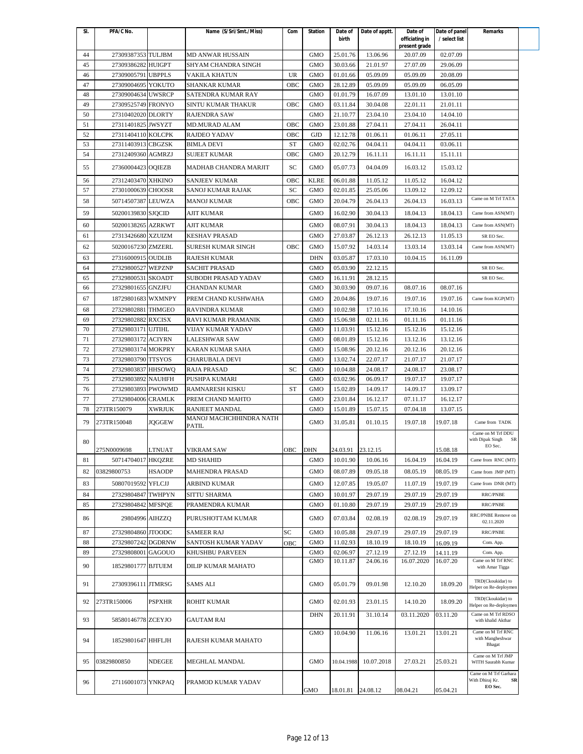| Sl. | PFA/C No. | | Name (S/Sri/Smt./Miss) | Com | Station | Date of birth | Date of apptt. | Date of officiating in present grade | Date of panel / select list | Remarks |
|---|---|---|---|---|---|---|---|---|---|---|
| 44 | 27309387353 | TULJBM | MD ANWAR HUSSAIN | | GMO | 25.01.76 | 13.06.96 | 20.07.09 | 02.07.09 | |
| 45 | 27309386282 | HUIGPT | SHYAM CHANDRA SINGH | | GMO | 30.03.66 | 21.01.97 | 27.07.09 | 29.06.09 | |
| 46 | 27309005791 | UBPPLS | VAKILA KHATUN | UR | GMO | 01.01.66 | 05.09.09 | 05.09.09 | 20.08.09 | |
| 47 | 27309004695 | YOKUTO | SHANKAR KUMAR | OBC | GMO | 28.12.89 | 05.09.09 | 05.09.09 | 06.05.09 | |
| 48 | 27309004634 | UWSRCP | SATENDRA KUMAR RAY | | GMO | 01.01.79 | 16.07.09 | 13.01.10 | 13.01.10 | |
| 49 | 27309525749 | FRONYO | SINTU KUMAR THAKUR | OBC | GMO | 03.11.84 | 30.04.08 | 22.01.11 | 21.01.11 | |
| 50 | 27310402020 | DLORTY | RAJENDRA SAW | | GMO | 21.10.77 | 23.04.10 | 23.04.10 | 14.04.10 | |
| 51 | 27311401825 | JWSYZT | MD.MURAD ALAM | OBC | GMO | 23.01.88 | 27.04.11 | 27.04.11 | 26.04.11 | |
| 52 | 27311404110 | KOLCPK | RAJDEO YADAV | OBC | GJD | 12.12.78 | 01.06.11 | 01.06.11 | 27.05.11 | |
| 53 | 27311403913 | CBGZSK | BIMLA DEVI | ST | GMO | 02.02.76 | 04.04.11 | 04.04.11 | 03.06.11 | |
| 54 | 27312409360 | AGMRZJ | SUJEET KUMAR | OBC | GMO | 20.12.79 | 16.11.11 | 16.11.11 | 15.11.11 | |
| 55 | 27360004423 | OQIEZB | MADHAB CHANDRA MARJIT | SC | GMO | 05.07.73 | 04.04.09 | 16.03.12 | 15.03.12 | |
| 56 | 27312403470 | XHKINO | SANJEEV KUMAR | OBC | KLRE | 06.01.88 | 11.05.12 | 11.05.12 | 16.04.12 | |
| 57 | 27301000639 | CHOOSR | SANOJ KUMAR RAJAK | SC | GMO | 02.01.85 | 25.05.06 | 13.09.12 | 12.09.12 | |
| 58 | 50714507387 | LEUWZA | MANOJ KUMAR | OBC | GMO | 20.04.79 | 26.04.13 | 26.04.13 | 16.03.13 | Came on M Trf TATA |
| 59 | 50200139830 | SJQCID | AJIT KUMAR | | GMO | 16.02.90 | 30.04.13 | 18.04.13 | 18.04.13 | Came from ASN(MT) |
| 60 | 50200138265 | AZRKWT | AJIT KUMAR | | GMO | 08.07.91 | 30.04.13 | 18.04.13 | 18.04.13 | Came from ASN(MT) |
| 61 | 27313426680 | XZUIZM | KESHAV PRASAD | | GMO | 27.03.87 | 26.12.13 | 26.12.13 | 11.05.13 | SR EO Sec. |
| 62 | 50200167230 | ZMZERL | SURESH KUMAR SINGH | OBC | GMO | 15.07.92 | 14.03.14 | 13.03.14 | 13.03.14 | Came from ASN(MT) |
| 63 | 27316000915 | OUDLIB | RAJESH KUMAR | | DHN | 03.05.87 | 17.03.10 | 10.04.15 | 16.11.09 | |
| 64 | 27329800527 | WEPZNP | SACHIT PRASAD | | GMO | 05.03.90 | 22.12.15 | | | SR EO Sec. |
| 65 | 27329800531 | SKOADT | SUBODH PRASAD YADAV | | GMO | 16.11.91 | 28.12.15 | | | SR EO Sec. |
| 66 | 27329801655 | GNZJFU | CHANDAN KUMAR | | GMO | 30.03.90 | 09.07.16 | 08.07.16 | 08.07.16 | |
| 67 | 18729801683 | WXMNPY | PREM CHAND KUSHWAHA | | GMO | 20.04.86 | 19.07.16 | 19.07.16 | 19.07.16 | Came from KGP(MT) |
| 68 | 27329802881 | THMGEO | RAVINDRA KUMAR | | GMO | 10.02.98 | 17.10.16 | 17.10.16 | 14.10.16 | |
| 69 | 27329802882 | RXCISX | RAVI KUMAR PRAMANIK | | GMO | 15.06.98 | 02.11.16 | 01.11.16 | 01.11.16 | |
| 70 | 27329803171 | UJTIHL | VIJAY KUMAR YADAV | | GMO | 11.03.91 | 15.12.16 | 15.12.16 | 15.12.16 | |
| 71 | 27329803172 | ACIYRN | LALESHWAR SAW | | GMO | 08.01.89 | 15.12.16 | 13.12.16 | 13.12.16 | |
| 72 | 27329803174 | MOKPRY | KARAN KUMAR SAHA | | GMO | 15.08.96 | 20.12.16 | 20.12.16 | 20.12.16 | |
| 73 | 27329803790 | TTSYOS | CHARUBALA DEVI | | GMO | 13.02.74 | 22.07.17 | 21.07.17 | 21.07.17 | |
| 74 | 27329803837 | HHSOWQ | RAJA PRASAD | SC | GMO | 10.04.88 | 24.08.17 | 24.08.17 | 23.08.17 | |
| 75 | 27329803892 | NAUHFH | PUSHPA KUMARI | | GMO | 03.02.96 | 06.09.17 | 19.07.17 | 19.07.17 | |
| 76 | 27329803893 | PWOWMD | RAMNARESH KISKU | ST | GMO | 15.02.89 | 14.09.17 | 14.09.17 | 13.09.17 | |
| 77 | 27329804006 | CRAMLK | PREM CHAND MAHTO | | GMO | 23.01.84 | 16.12.17 | 07.11.17 | 16.12.17 | |
| 78 | 273TR150079 | XWRJUK | RANJEET MANDAL | | GMO | 15.01.89 | 15.07.15 | 07.04.18 | 13.07.15 | |
| 79 | 273TR150048 | JQGGEW | MANOJ MACHCHHINDRA NATH PATIL | | GMO | 31.05.81 | 01.10.15 | 19.07.18 | 19.07.18 | Came from TADK |
| 80 | 275N0009698 | LTNUAT | VIKRAM SAW | OBC | DHN | 24.03.91 | 23.12.15 | | 15.08.18 | Came on M Trf DDU with Dipak Singh SR EO Sec. |
| 81 | 50714704017 | HKQZRE | MD SHAHID | | GMO | 10.01.90 | 10.06.16 | 16.04.19 | 16.04.19 | Came from RNC (MT) |
| 82 | 03829800753 | HSAODP | MAHENDRA PRASAD | | GMO | 08.07.89 | 09.05.18 | 08.05.19 | 08.05.19 | Came from JMP (MT) |
| 83 | 50807019592 | YFLCJJ | ARBIND KUMAR | | GMO | 12.07.85 | 19.05.07 | 11.07.19 | 19.07.19 | Came from DNR (MT) |
| 84 | 27329804847 | TWHPYN | SITTU SHARMA | | GMO | 10.01.97 | 29.07.19 | 29.07.19 | 29.07.19 | RRC/PNBE |
| 85 | 27329804842 | MFSPQE | PRAMENDRA KUMAR | | GMO | 01.10.80 | 29.07.19 | 29.07.19 | 29.07.19 | RRC/PNBE |
| 86 | 29804996 | AIHZZQ | PURUSHOTTAM KUMAR | | GMO | 07.03.84 | 02.08.19 | 02.08.19 | 29.07.19 | RRC/PNBE Remove on 02.11.2020 |
| 87 | 27329804860 | JTOODC | SAMEER RAJ | SC | GMO | 10.05.88 | 29.07.19 | 29.07.19 | 29.07.19 | RRC/PNBE |
| 88 | 27329807242 | DGDRNW | SANTOSH KUMAR YADAV | OBC | GMO | 11.02.93 | 18.10.19 | 18.10.19 | 16.09.19 | Com. App. |
| 89 | 27329808001 | GAGOUO | KHUSHBU PARVEEN | | GMO | 02.06.97 | 27.12.19 | 27.12.19 | 14.11.19 | Com. App. |
| 90 | 18529801777 | BJTUEM | DILIP KUMAR MAHATO | | GMO | 10.11.87 | 24.06.16 | 16.07.2020 | 16.07.20 | Came on M Trf RNC with Amar Tigga |
| 91 | 27309396111 | JTMRSG | SAMS ALI | | GMO | 05.01.79 | 09.01.98 | 12.10.20 | 18.09.20 | TRD(Ckoukidar) to Helper on Re-deploymen |
| 92 | 273TR150006 | PSPXHR | ROHIT KUMAR | | GMO | 02.01.93 | 23.01.15 | 14.10.20 | 18.09.20 | TRD(Ckoukidar) to Helper on Re-deploymen |
| 93 | 58580146778 | ZCEYJO | GAUTAM RAI | | DHN | 20.11.91 | 31.10.14 | 03.11.2020 | 03.11.20 | Came on M Trf RDSO with khalid Akthar |
| 94 | 18529801647 | HHFLJH | RAJESH KUMAR MAHATO | | GMO | 10.04.90 | 11.06.16 | 13.01.21 | 13.01.21 | Came on M Trf RNC with Mangheshwar Bhagat |
| 95 | 03829800850 | NDEGEE | MEGHLAL MANDAL | | GMO | 10.04.1988 | 10.07.2018 | 27.03.21 | 25.03.21 | Came on M Trf JMP WITH Saurabh Kumar |
| 96 | 27116001073 | YNKPAQ | PRAMOD KUMAR YADAV | | GMO | 18.01.81 | 24.08.12 | 08.04.21 | 05.04.21 | Came on M Trf Garhara With Dhiraj Kr. SR EO Sec. |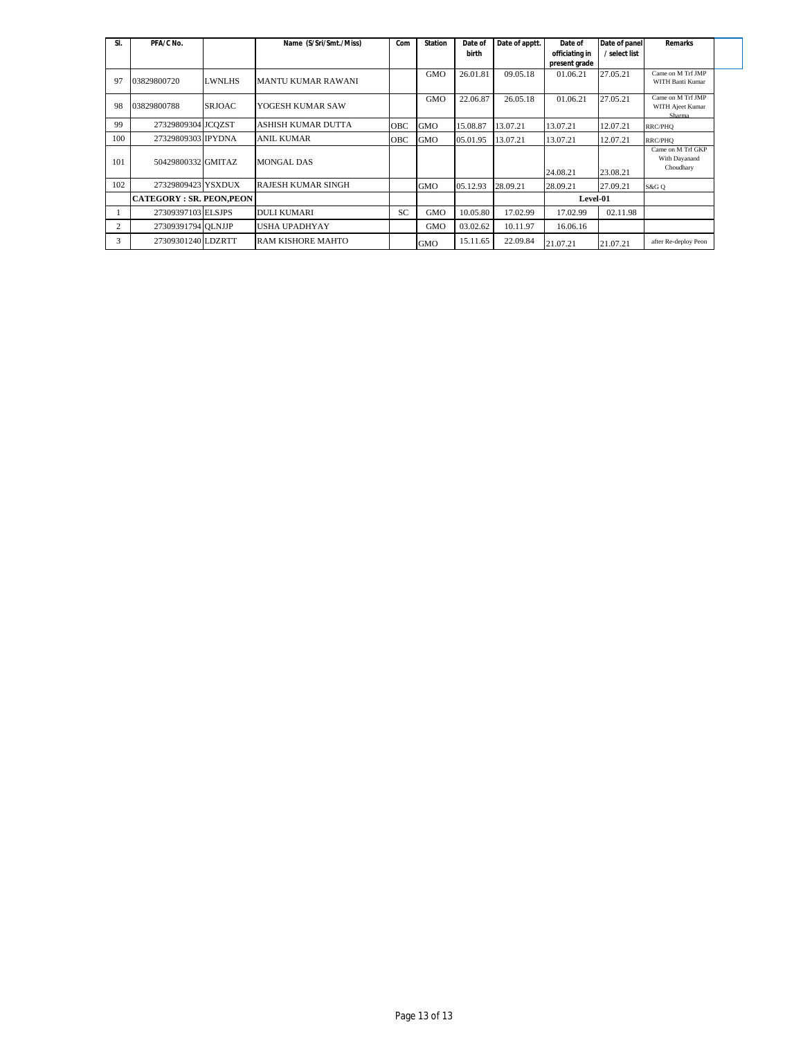| Sl. | PFA/C No. | | Name (S/Sri/Smt./Miss) | Com | Station | Date of birth | Date of apptt. | Date of officiating in present grade | Date of panel / select list | Remarks |
|---|---|---|---|---|---|---|---|---|---|---|
| 97 | 03829800720 | LWNLHS | MANTU KUMAR RAWANI | | GMO | 26.01.81 | 09.05.18 | 01.06.21 | 27.05.21 | Came on M Trf JMP WITH Banti Kumar |
| 98 | 03829800788 | SRJOAC | YOGESH KUMAR SAW | | GMO | 22.06.87 | 26.05.18 | 01.06.21 | 27.05.21 | Came on M Trf JMP WITH Ajeet Kumar Sharma |
| 99 | 27329809304 | JCQZST | ASHISH KUMAR DUTTA | OBC | GMO | 15.08.87 | 13.07.21 | 13.07.21 | 12.07.21 | RRC/PHQ |
| 100 | 27329809303 | IPYDNA | ANIL KUMAR | OBC | GMO | 05.01.95 | 13.07.21 | 13.07.21 | 12.07.21 | RRC/PHQ |
| 101 | 50429800332 | GMITAZ | MONGAL DAS | | | | | 24.08.21 | 23.08.21 | Came on M Trf GKP With Dayanand Choudhary |
| 102 | 27329809423 | YSXDUX | RAJESH KUMAR SINGH | | GMO | 05.12.93 | 28.09.21 | 28.09.21 | 27.09.21 | S&G Q |
| | **CATEGORY : SR. PEON,PEON** | | | | | | | **Level-01** | | |
| 1 | 27309397103 | ELSJPS | DULI KUMARI | SC | GMO | 10.05.80 | 17.02.99 | 17.02.99 | 02.11.98 | |
| 2 | 27309391794 | QLNJJP | USHA UPADHYAY | | GMO | 03.02.62 | 10.11.97 | 16.06.16 | | |
| 3 | 27309301240 | LDZRTT | RAM KISHORE MAHTO | | GMO | 15.11.65 | 22.09.84 | 21.07.21 | 21.07.21 | after Re-deploy Peon |